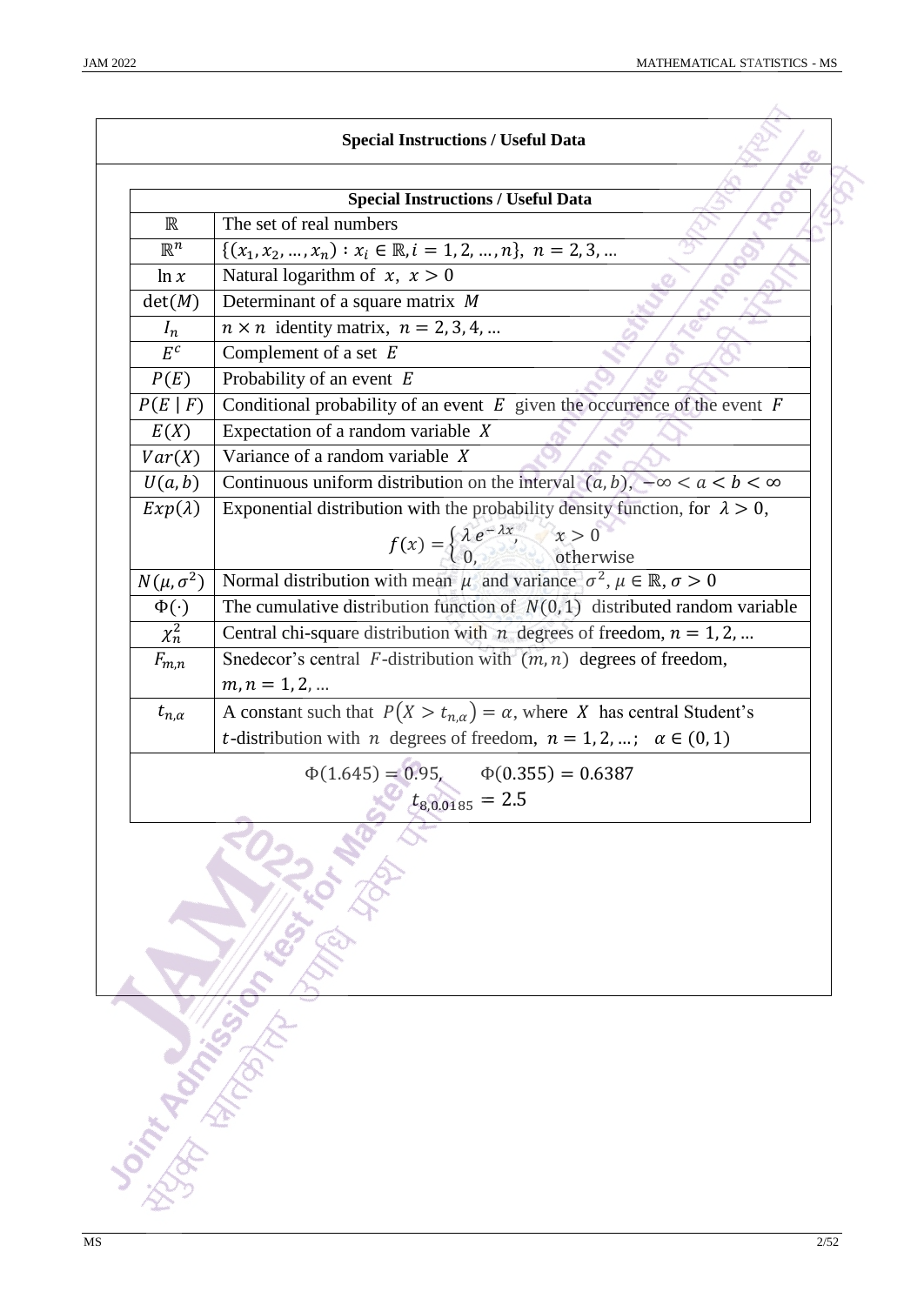## Special Instructions / Useful Data

| Special Instructions / Useful Data | |
|---|---|
| $\mathbb{R}$ | The set of real numbers |
| $\mathbb{R}^n$ | $\{(x_1, x_2, \dots, x_n) : x_i \in \mathbb{R}, i = 1, 2, \dots, n\}$, $n = 2, 3, \dots$ |
| $\ln x$ | Natural logarithm of $x$, $x > 0$ |
| $\det(M)$ | Determinant of a square matrix $M$ |
| $I_n$ | $n \times n$ identity matrix, $n = 2, 3, 4, \dots$ |
| $E^c$ | Complement of a set $E$ |
| $P(E)$ | Probability of an event $E$ |
| $P(E \mid F)$ | Conditional probability of an event $E$ given the occurrence of the event $F$ |
| $E(X)$ | Expectation of a random variable $X$ |
| $Var(X)$ | Variance of a random variable $X$ |
| $U(a, b)$ | Continuous uniform distribution on the interval $(a, b)$, $-\infty < a < b < \infty$ |
| $Exp(\lambda)$ | Exponential distribution with the probability density function, for $\lambda > 0$, $f(x) = \begin{cases} \lambda e^{-\lambda x}, & x > 0 \\ 0, & \text{otherwise} \end{cases}$ |
| $N(\mu, \sigma^2)$ | Normal distribution with mean $\mu$ and variance $\sigma^2$, $\mu \in \mathbb{R}, \sigma > 0$ |
| $\Phi(\cdot)$ | The cumulative distribution function of $N(0,1)$ distributed random variable |
| $\chi_n^2$ | Central chi-square distribution with $n$ degrees of freedom, $n = 1, 2, \dots$ |
| $F_{m,n}$ | Snedecor's central $F$-distribution with $(m, n)$ degrees of freedom, $m, n = 1, 2, \dots$ |
| $t_{n,\alpha}$ | A constant such that $P(X > t_{n,\alpha}) = \alpha$, where $X$ has central Student's $t$-distribution with $n$ degrees of freedom, $n = 1, 2, \dots$; $\alpha \in (0, 1)$ |

$$\Phi(1.645) = 0.95, \qquad \Phi(0.355) = 0.6387$$

$$t_{8,0.0185} = 2.5$$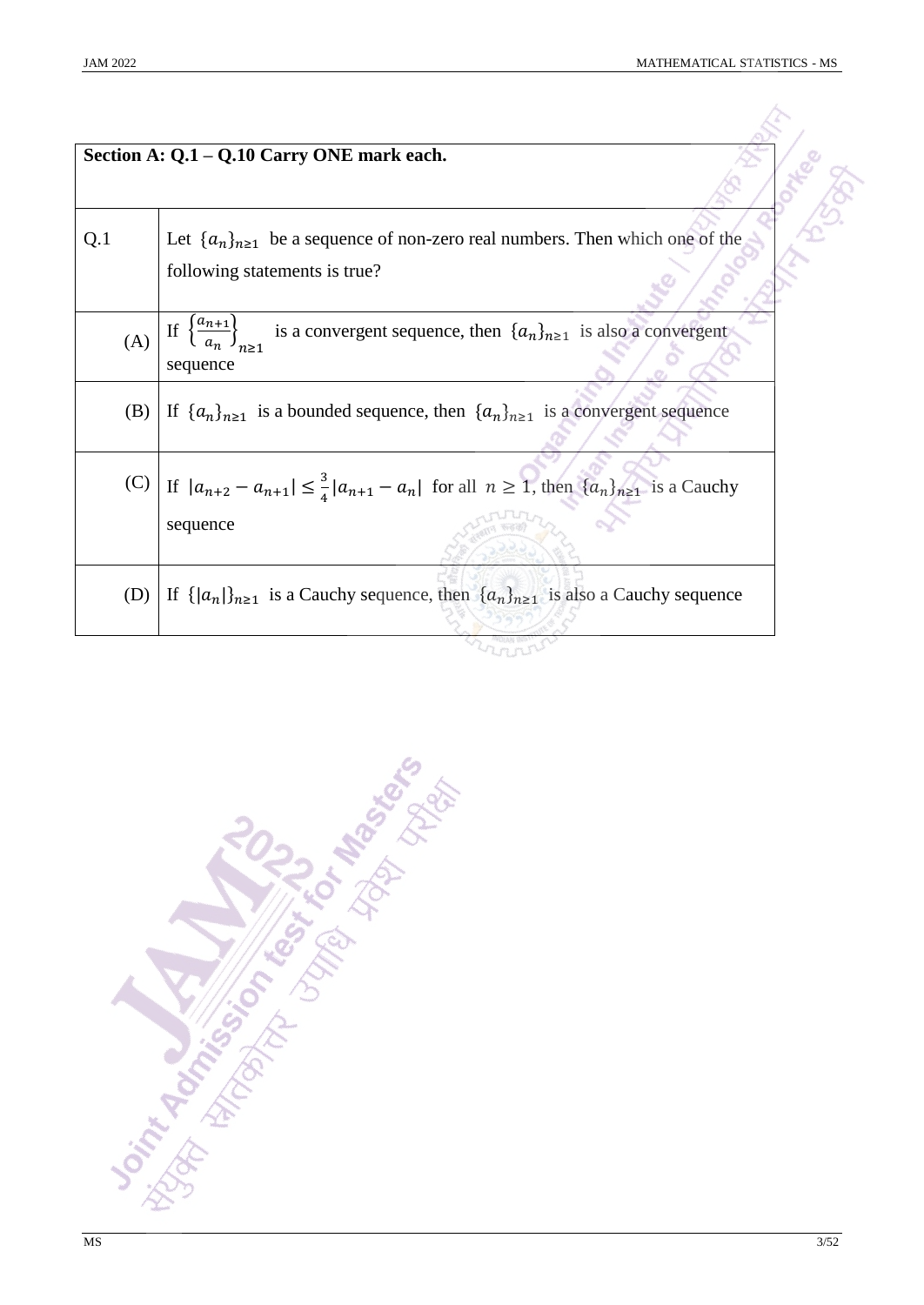**Section A: Q.1 – Q.10 Carry ONE mark each.**

| | |
|---|---|
| Q.1 | Let $\{a_n\}_{n\geq 1}$ be a sequence of non-zero real numbers. Then which one of the following statements is true? |
| (A) | If $\left\{\frac{a_{n+1}}{a_n}\right\}_{n\geq 1}$ is a convergent sequence, then $\{a_n\}_{n\geq 1}$ is also a convergent sequence |
| (B) | If $\{a_n\}_{n\geq 1}$ is a bounded sequence, then $\{a_n\}_{n\geq 1}$ is a convergent sequence |
| (C) | If $\lvert a_{n+2} - a_{n+1}\rvert \leq \frac{3}{4}\lvert a_{n+1} - a_n\rvert$ for all $n \geq 1$, then $\{a_n\}_{n\geq 1}$ is a Cauchy sequence |
| (D) | If $\{\lvert a_n\rvert\}_{n\geq 1}$ is a Cauchy sequence, then $\{a_n\}_{n\geq 1}$ is also a Cauchy sequence |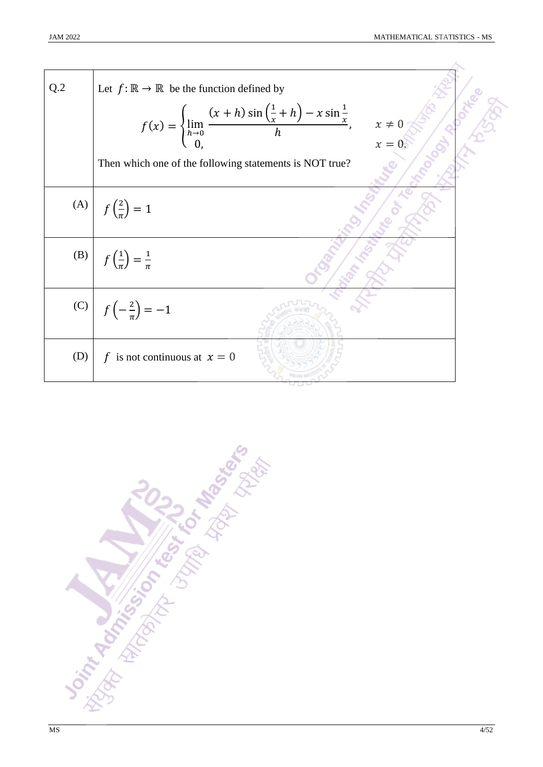**Q.2** Let $f: \mathbb{R} \to \mathbb{R}$ be the function defined by

$$f(x) = \begin{cases} \lim\limits_{h \to 0} \dfrac{(x+h)\sin\left(\frac{1}{x}+h\right) - x\sin\frac{1}{x}}{h}, & x \neq 0 \\ 0, & x = 0. \end{cases}$$

Then which one of the following statements is NOT true?

(A) $f\left(\frac{2}{\pi}\right) = 1$

(B) $f\left(\frac{1}{\pi}\right) = \frac{1}{\pi}$

(C) $f\left(-\frac{2}{\pi}\right) = -1$

(D) $f$ is not continuous at $x = 0$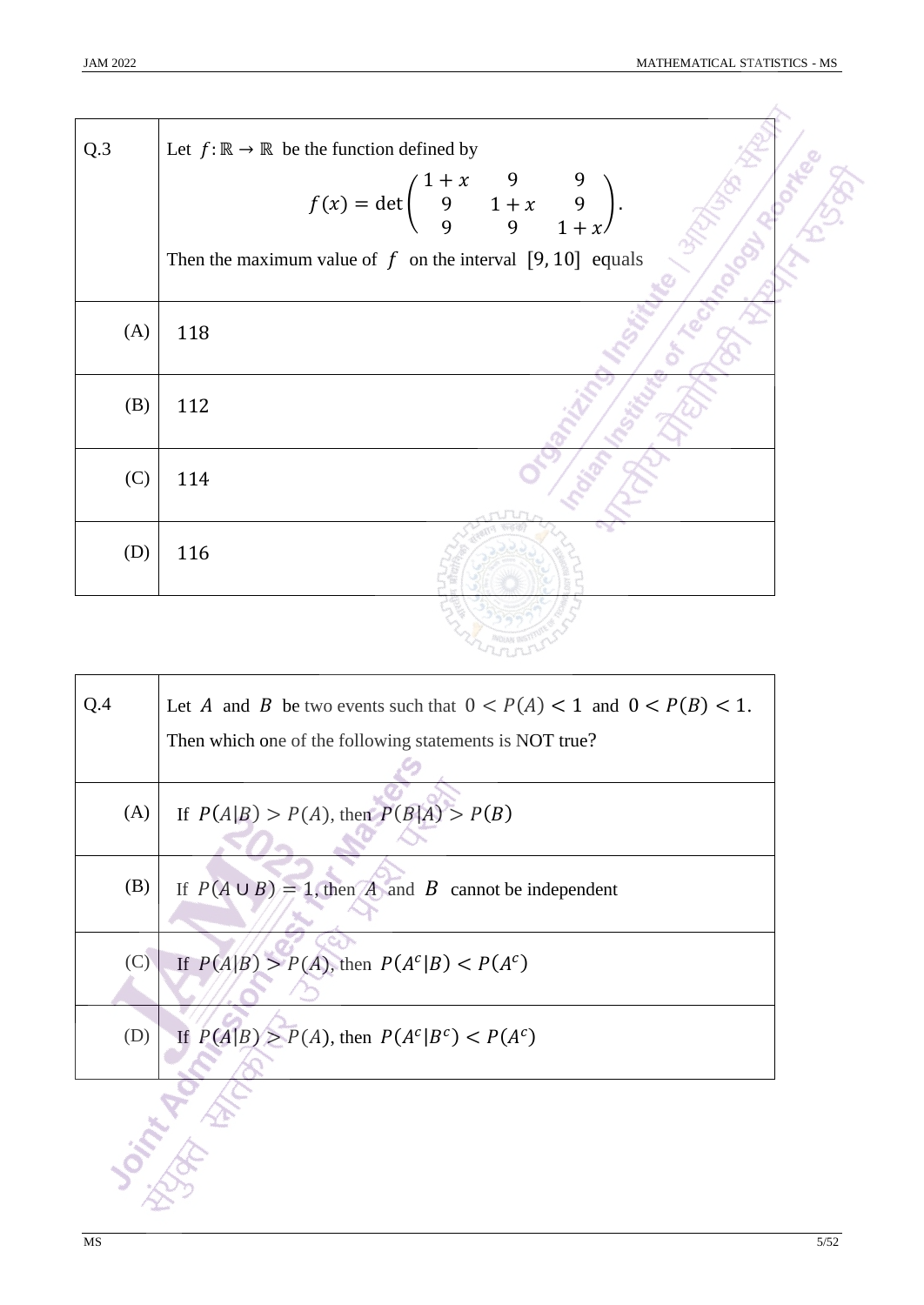| Q.3 | Let $f: \mathbb{R} \to \mathbb{R}$ be the function defined by $$f(x) = \det\begin{pmatrix} 1+x & 9 & 9 \\ 9 & 1+x & 9 \\ 9 & 9 & 1+x \end{pmatrix}.$$ Then the maximum value of $f$ on the interval $[9, 10]$ equals |
|---|---|
| (A) | 118 |
| (B) | 112 |
| (C) | 114 |
| (D) | 116 |

| Q.4 | Let $A$ and $B$ be two events such that $0 < P(A) < 1$ and $0 < P(B) < 1$. Then which one of the following statements is NOT true? |
|---|---|
| (A) | If $P(A\|B) > P(A)$, then $P(B\|A) > P(B)$ |
| (B) | If $P(A \cup B) = 1$, then $A$ and $B$ cannot be independent |
| (C) | If $P(A\|B) > P(A)$, then $P(A^c\|B) < P(A^c)$ |
| (D) | If $P(A\|B) > P(A)$, then $P(A^c\|B^c) < P(A^c)$ |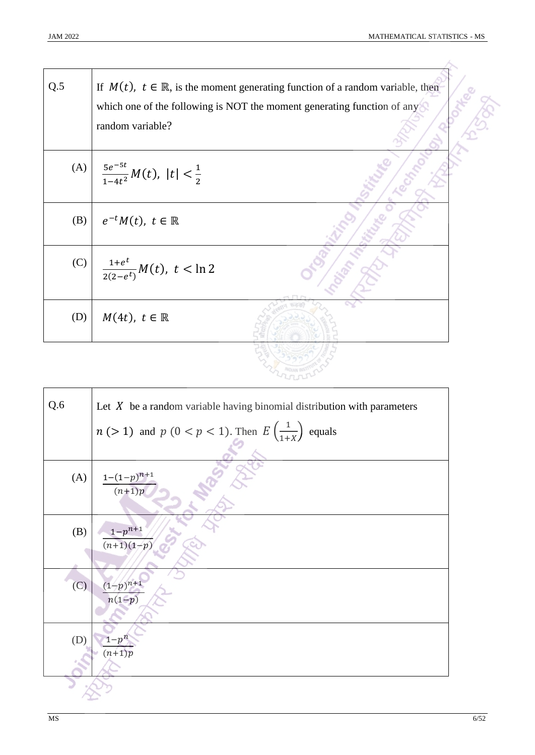| Q.5 | If $M(t),\ t \in \mathbb{R}$, is the moment generating function of a random variable, then which one of the following is NOT the moment generating function of any random variable? |
|---|---|
| (A) | $\frac{5e^{-5t}}{1-4t^2} M(t),\ \lvert t \rvert < \frac{1}{2}$ |
| (B) | $e^{-t} M(t),\ t \in \mathbb{R}$ |
| (C) | $\frac{1+e^t}{2(2-e^t)} M(t),\ t < \ln 2$ |
| (D) | $M(4t),\ t \in \mathbb{R}$ |

| Q.6 | Let $X$ be a random variable having binomial distribution with parameters $n\ (> 1)$ and $p\ (0 < p < 1)$. Then $E\left(\frac{1}{1+X}\right)$ equals |
|---|---|
| (A) | $\frac{1-(1-p)^{n+1}}{(n+1)p}$ |
| (B) | $\frac{1-p^{n+1}}{(n+1)(1-p)}$ |
| (C) | $\frac{(1-p)^{n+1}}{n(1-p)}$ |
| (D) | $\frac{1-p^n}{(n+1)p}$ |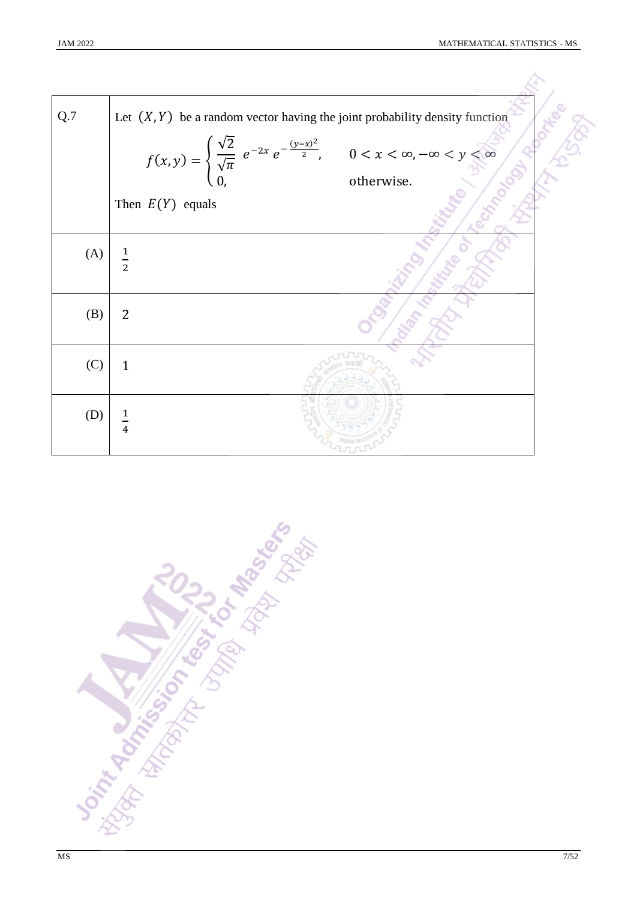| Q.7 | Let $(X, Y)$ be a random vector having the joint probability density function $$f(x,y) = \begin{cases} \frac{\sqrt{2}}{\sqrt{\pi}} \; e^{-2x} \, e^{-\frac{(y-x)^2}{2}}, & 0 < x < \infty, -\infty < y < \infty \\ 0, & \text{otherwise.} \end{cases}$$ Then $E(Y)$ equals |
|---|---|
| (A) | $\frac{1}{2}$ |
| (B) | 2 |
| (C) | 1 |
| (D) | $\frac{1}{4}$ |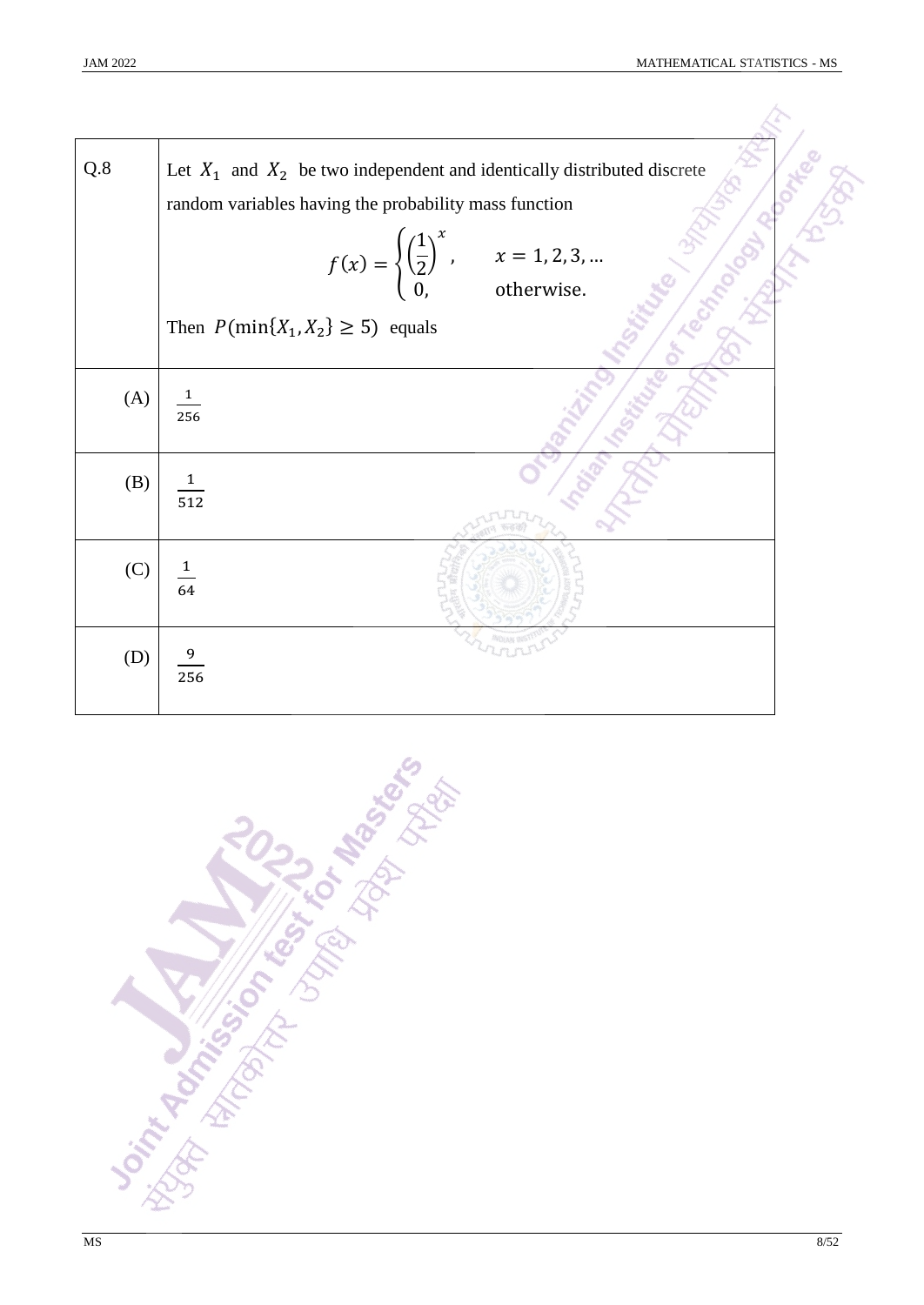| Q.8 | Let $X_1$ and $X_2$ be two independent and identically distributed discrete random variables having the probability mass function $$f(x) = \begin{cases} \left(\frac{1}{2}\right)^x, & x = 1, 2, 3, \ldots \\ 0, & \text{otherwise.} \end{cases}$$ Then $P(\min\{X_1, X_2\} \geq 5)$ equals |
|---|---|
| (A) | $\frac{1}{256}$ |
| (B) | $\frac{1}{512}$ |
| (C) | $\frac{1}{64}$ |
| (D) | $\frac{9}{256}$ |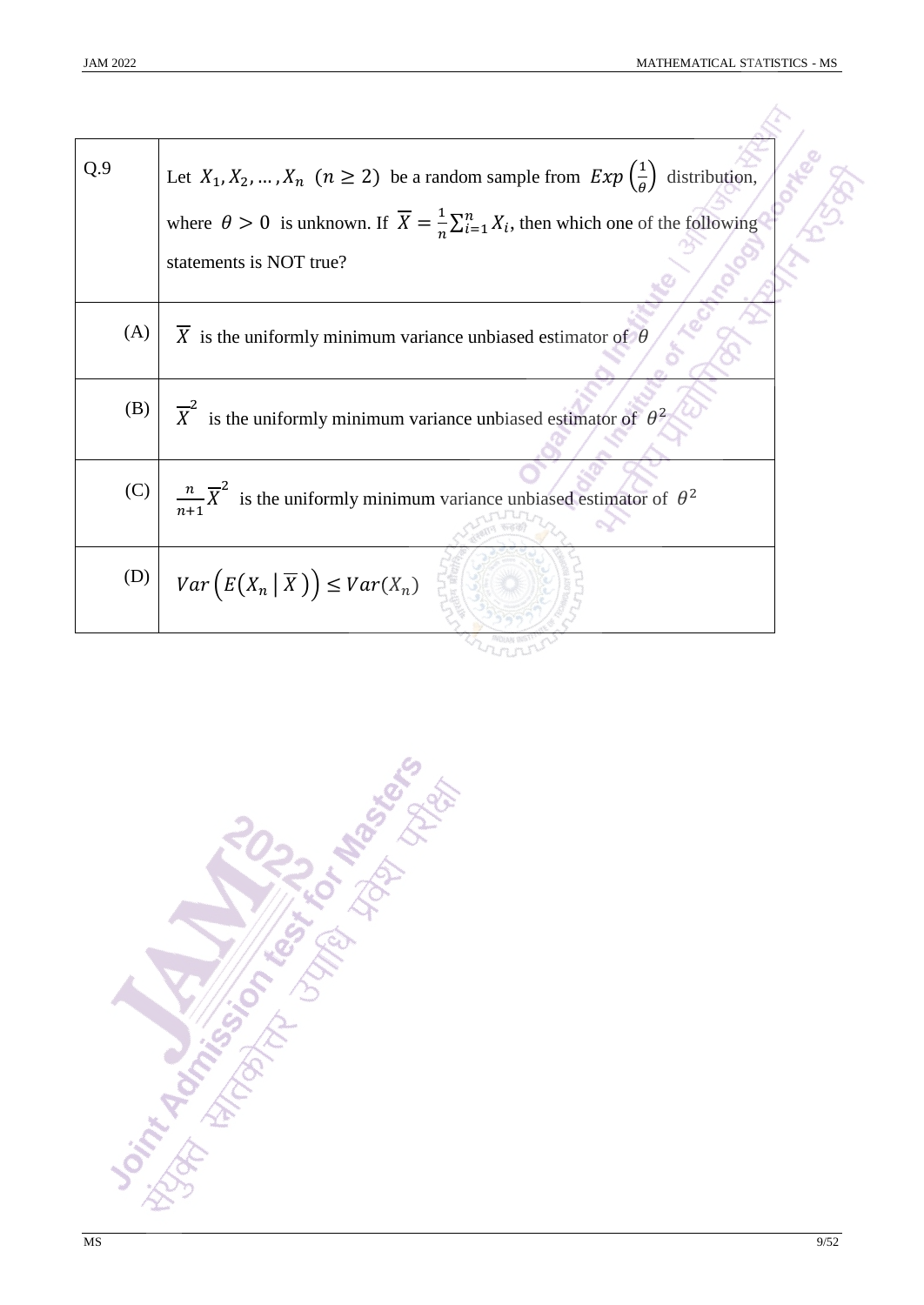| Q.9 | Let $X_1, X_2, \ldots, X_n \ (n \geq 2)$ be a random sample from $Exp\left(\frac{1}{\theta}\right)$ distribution, where $\theta > 0$ is unknown. If $\overline{X} = \frac{1}{n}\sum_{i=1}^{n} X_i$, then which one of the following statements is NOT true? |
|---|---|
| (A) | $\overline{X}$ is the uniformly minimum variance unbiased estimator of $\theta$ |
| (B) | $\overline{X}^2$ is the uniformly minimum variance unbiased estimator of $\theta^2$ |
| (C) | $\frac{n}{n+1}\overline{X}^2$ is the uniformly minimum variance unbiased estimator of $\theta^2$ |
| (D) | $Var\left(E\left(X_n \mid \overline{X}\right)\right) \leq Var(X_n)$ |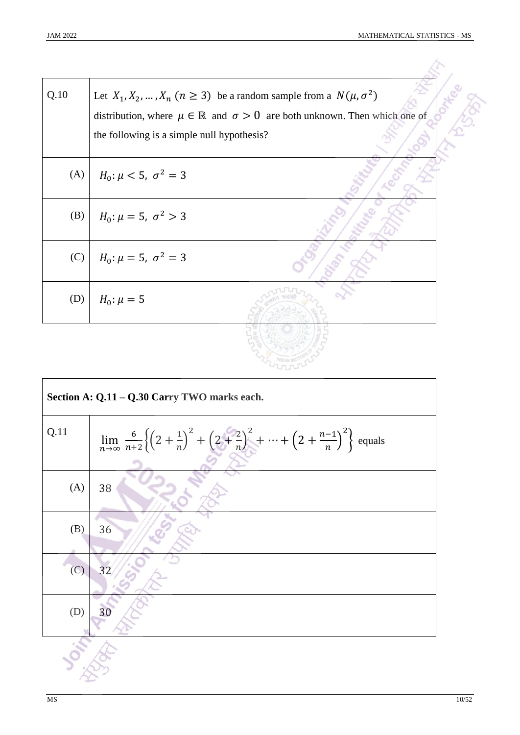| Q.10 | Let $X_1, X_2, \ldots, X_n$ $(n \geq 3)$ be a random sample from a $N(\mu, \sigma^2)$ distribution, where $\mu \in \mathbb{R}$ and $\sigma > 0$ are both unknown. Then which one of the following is a simple null hypothesis? |
|---|---|
| (A) | $H_0: \mu < 5,\ \sigma^2 = 3$ |
| (B) | $H_0: \mu = 5,\ \sigma^2 > 3$ |
| (C) | $H_0: \mu = 5,\ \sigma^2 = 3$ |
| (D) | $H_0: \mu = 5$ |

**Section A: Q.11 – Q.30 Carry TWO marks each.**

| Q.11 | $\lim_{n\to\infty} \frac{6}{n+2}\left\{\left(2+\frac{1}{n}\right)^2 + \left(2+\frac{2}{n}\right)^2 + \cdots + \left(2+\frac{n-1}{n}\right)^2\right\}$ equals |
|---|---|
| (A) | 38 |
| (B) | 36 |
| (C) | 32 |
| (D) | 30 |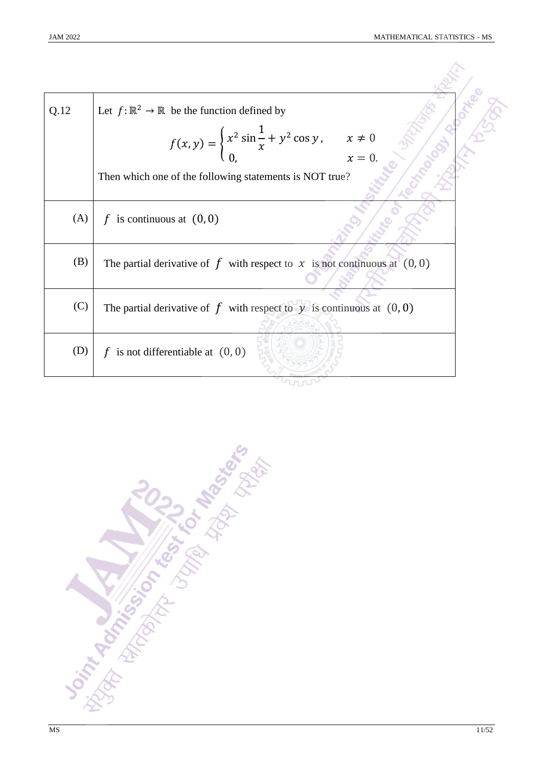| Q.12 | Let $f: \mathbb{R}^2 \to \mathbb{R}$ be the function defined by $$f(x,y) = \begin{cases} x^2 \sin\dfrac{1}{x} + y^2 \cos y, & x \neq 0 \\ 0, & x = 0. \end{cases}$$ Then which one of the following statements is NOT true? |
|---|---|
| (A) | $f$ is continuous at $(0,0)$ |
| (B) | The partial derivative of $f$ with respect to $x$ is not continuous at $(0,0)$ |
| (C) | The partial derivative of $f$ with respect to $y$ is continuous at $(0,0)$ |
| (D) | $f$ is not differentiable at $(0,0)$ |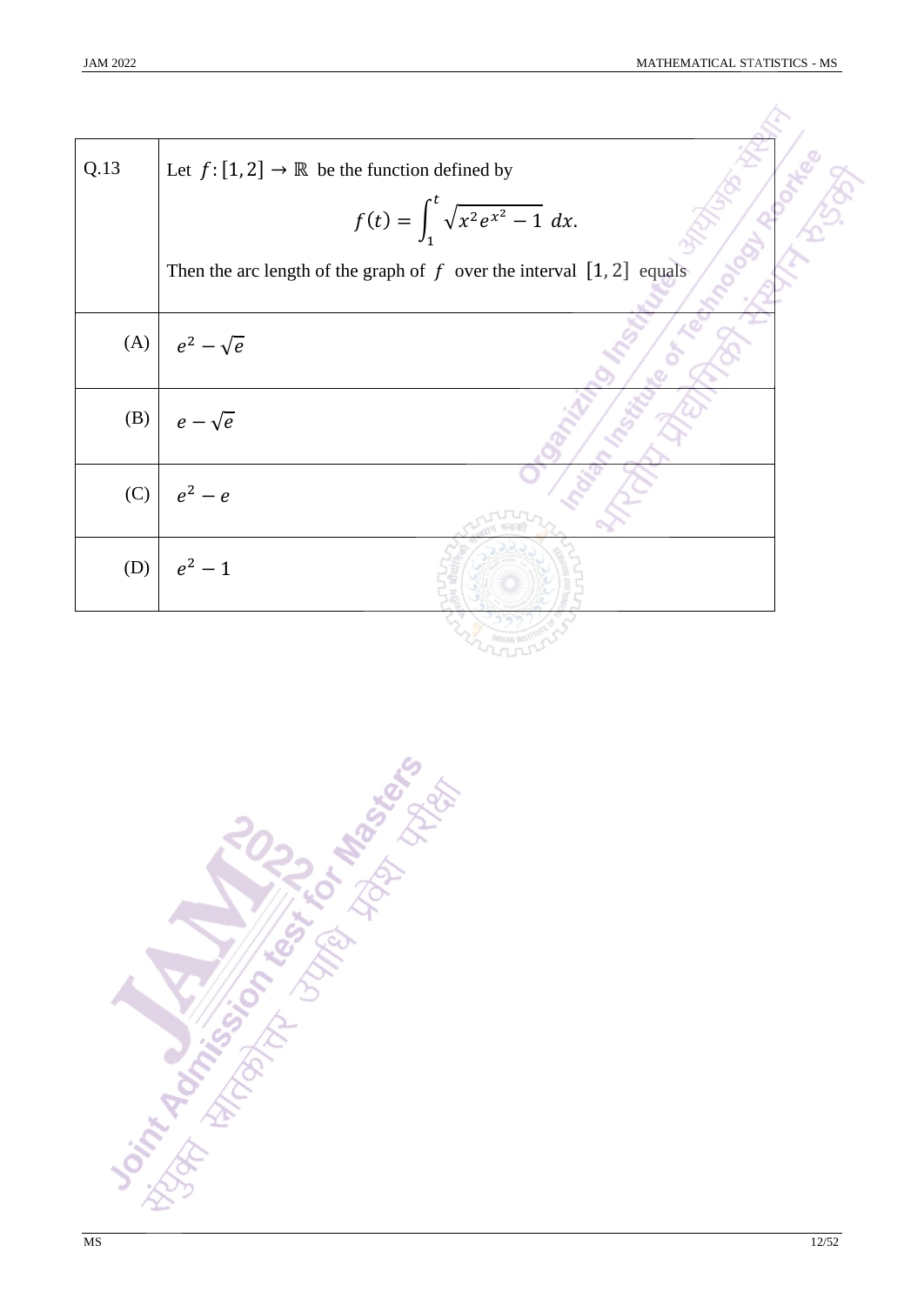| Q.13 | Let $f: [1, 2] \to \mathbb{R}$ be the function defined by $$f(t) = \int_1^t \sqrt{x^2 e^{x^2} - 1}\ dx.$$ Then the arc length of the graph of $f$ over the interval $[1, 2]$ equals |
|---|---|
| (A) | $e^2 - \sqrt{e}$ |
| (B) | $e - \sqrt{e}$ |
| (C) | $e^2 - e$ |
| (D) | $e^2 - 1$ |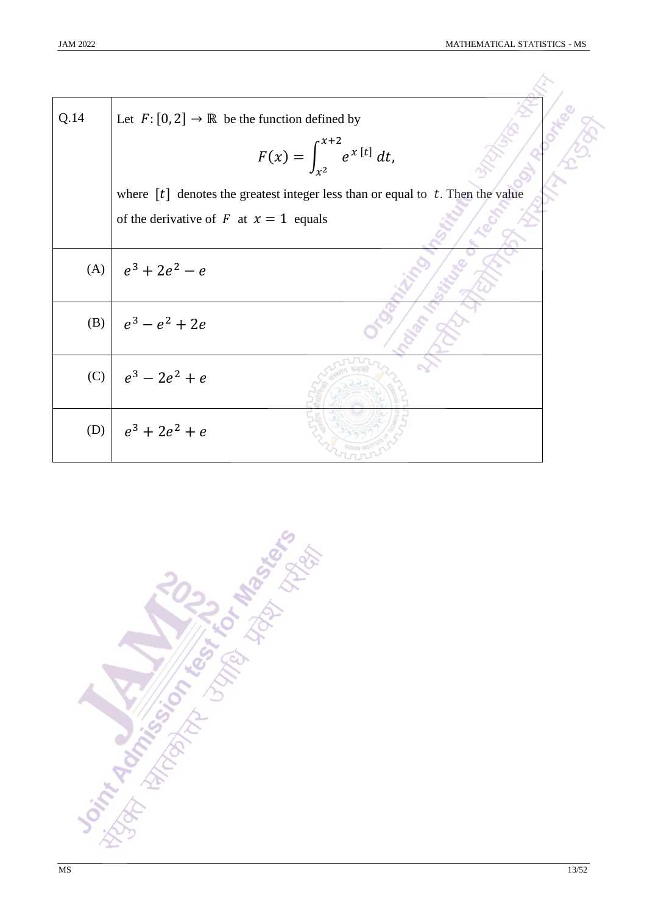| Q.14 | Let $F:[0,2] \to \mathbb{R}$ be the function defined by $$F(x) = \int_{x^2}^{x+2} e^{x\,[t]}\, dt,$$ where $[t]$ denotes the greatest integer less than or equal to $t$. Then the value of the derivative of $F$ at $x = 1$ equals |
|---|---|
| (A) | $e^3 + 2e^2 - e$ |
| (B) | $e^3 - e^2 + 2e$ |
| (C) | $e^3 - 2e^2 + e$ |
| (D) | $e^3 + 2e^2 + e$ |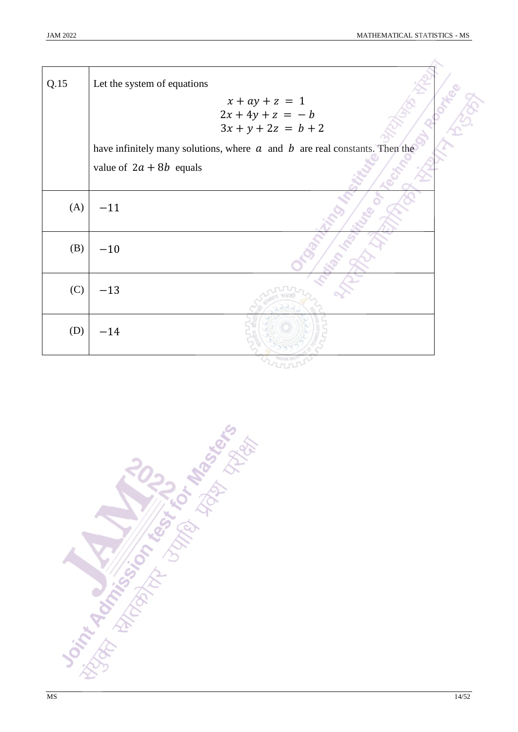| Q.15 | Let the system of equations $$\begin{aligned} x + ay + z &= 1 \\ 2x + 4y + z &= -b \\ 3x + y + 2z &= b + 2 \end{aligned}$$ have infinitely many solutions, where $a$ and $b$ are real constants. Then the value of $2a + 8b$ equals |
|---|---|
| (A) | $-11$ |
| (B) | $-10$ |
| (C) | $-13$ |
| (D) | $-14$ |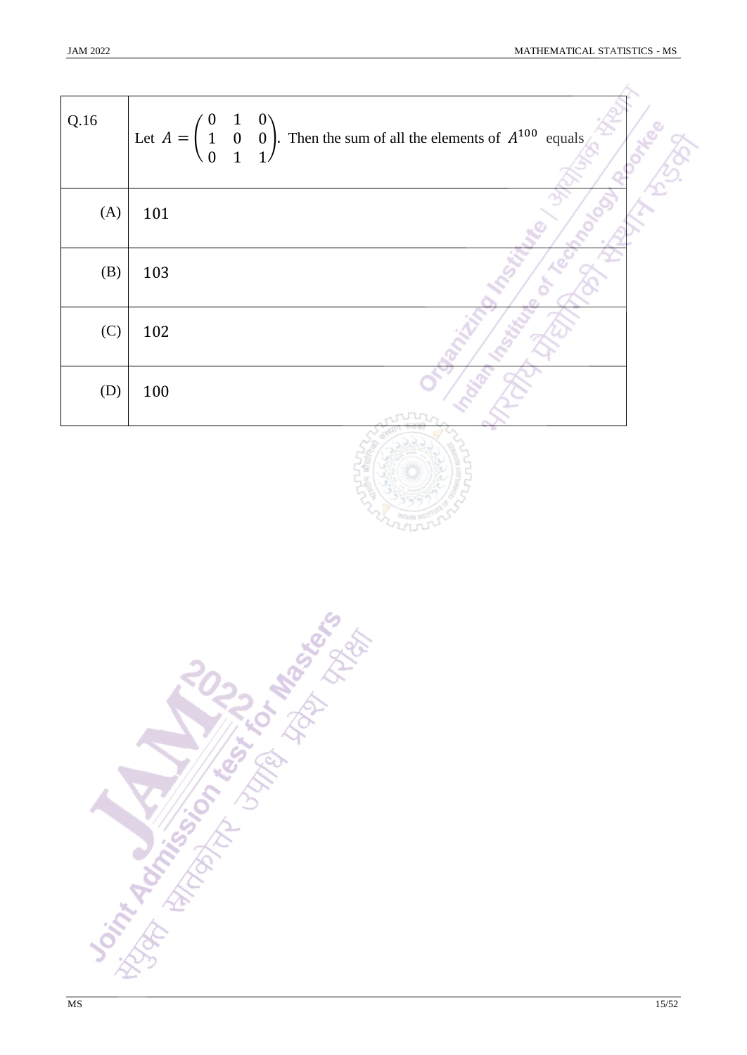| Q.16 | Let $A = \begin{pmatrix} 0 & 1 & 0 \\ 1 & 0 & 0 \\ 0 & 1 & 1 \end{pmatrix}$. Then the sum of all the elements of $A^{100}$ equals |
|---|---|
| (A) | 101 |
| (B) | 103 |
| (C) | 102 |
| (D) | 100 |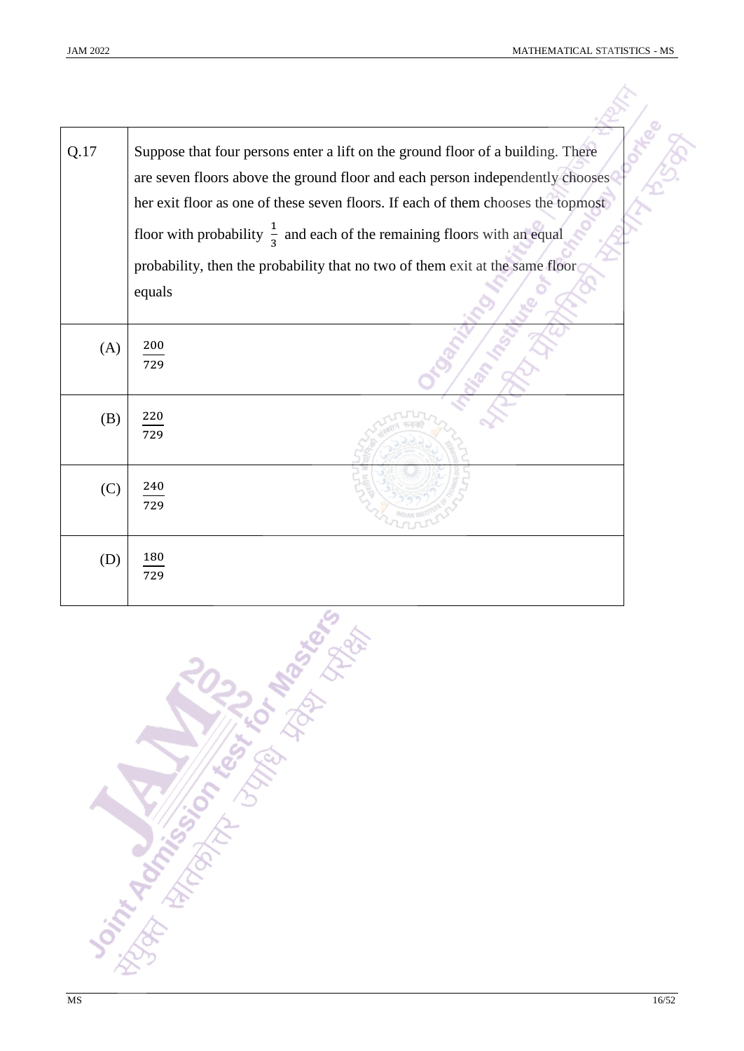| Q.17 | Suppose that four persons enter a lift on the ground floor of a building. There are seven floors above the ground floor and each person independently chooses her exit floor as one of these seven floors. If each of them chooses the topmost floor with probability $\frac{1}{3}$ and each of the remaining floors with an equal probability, then the probability that no two of them exit at the same floor equals |
|---|---|
| (A) | $\frac{200}{729}$ |
| (B) | $\frac{220}{729}$ |
| (C) | $\frac{240}{729}$ |
| (D) | $\frac{180}{729}$ |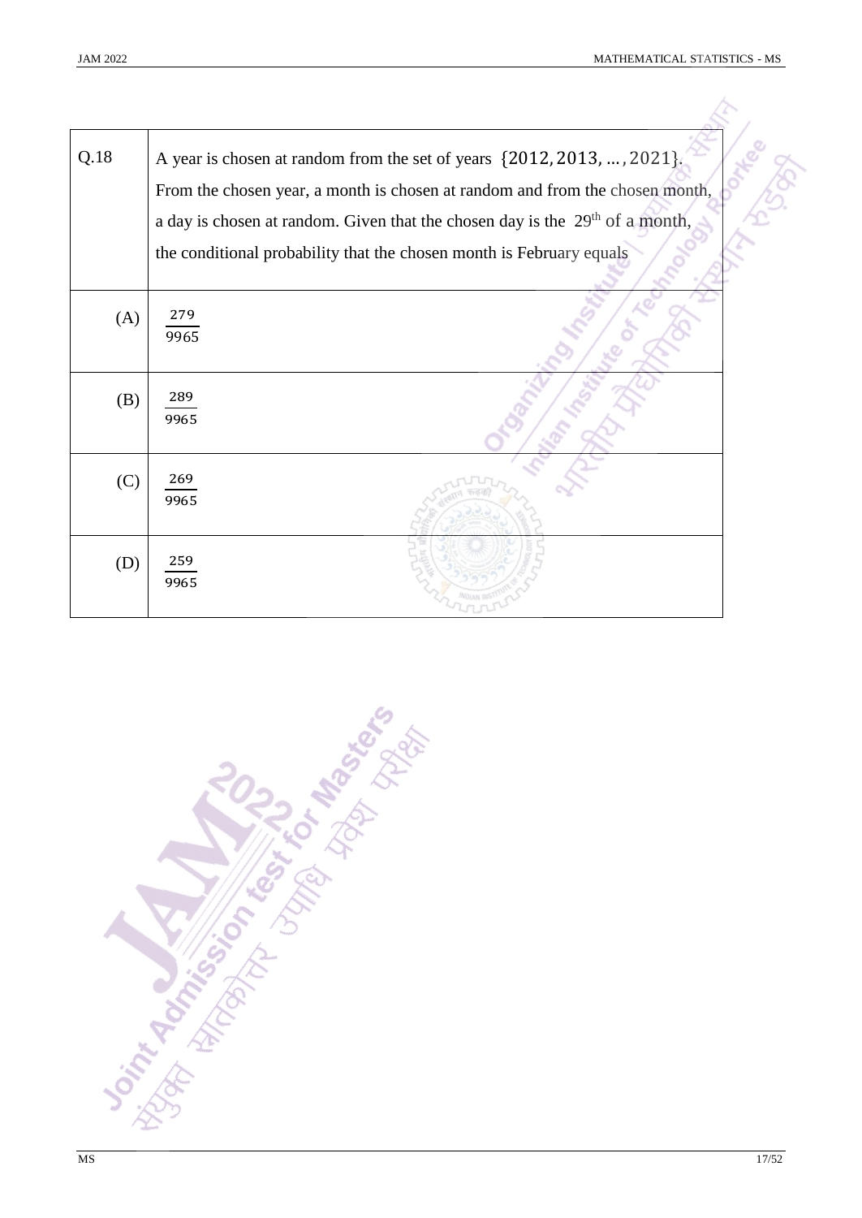| Q.18 | A year is chosen at random from the set of years $\{2012, 2013, \dots, 2021\}$. From the chosen year, a month is chosen at random and from the chosen month, a day is chosen at random. Given that the chosen day is the 29th of a month, the conditional probability that the chosen month is February equals |
| --- | --- |
| (A) | $\frac{279}{9965}$ |
| (B) | $\frac{289}{9965}$ |
| (C) | $\frac{269}{9965}$ |
| (D) | $\frac{259}{9965}$ |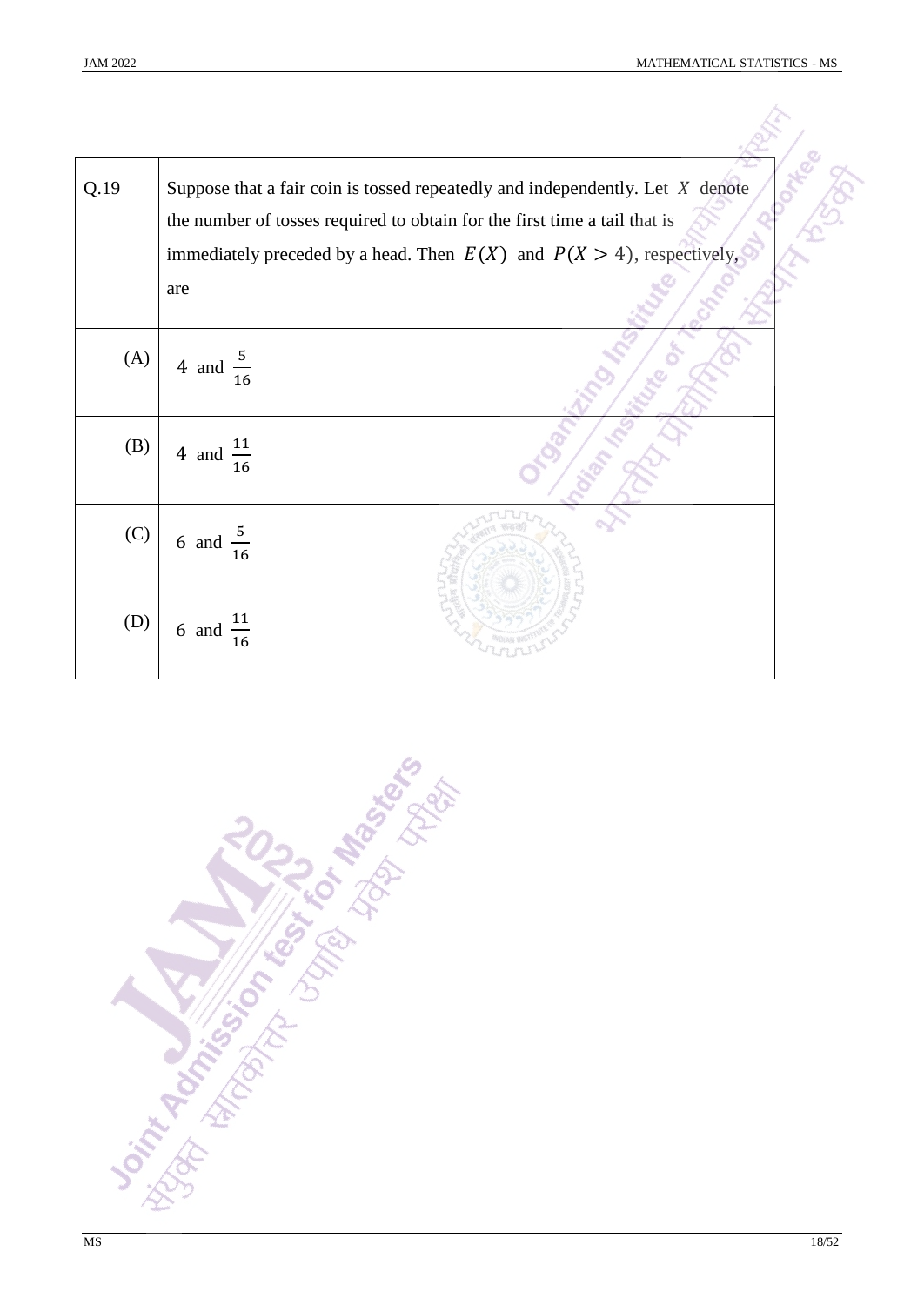| Q.19 | Suppose that a fair coin is tossed repeatedly and independently. Let $X$ denote the number of tosses required to obtain for the first time a tail that is immediately preceded by a head. Then $E(X)$ and $P(X > 4)$, respectively, are |
| --- | --- |
| (A) | 4 and $\frac{5}{16}$ |
| (B) | 4 and $\frac{11}{16}$ |
| (C) | 6 and $\frac{5}{16}$ |
| (D) | 6 and $\frac{11}{16}$ |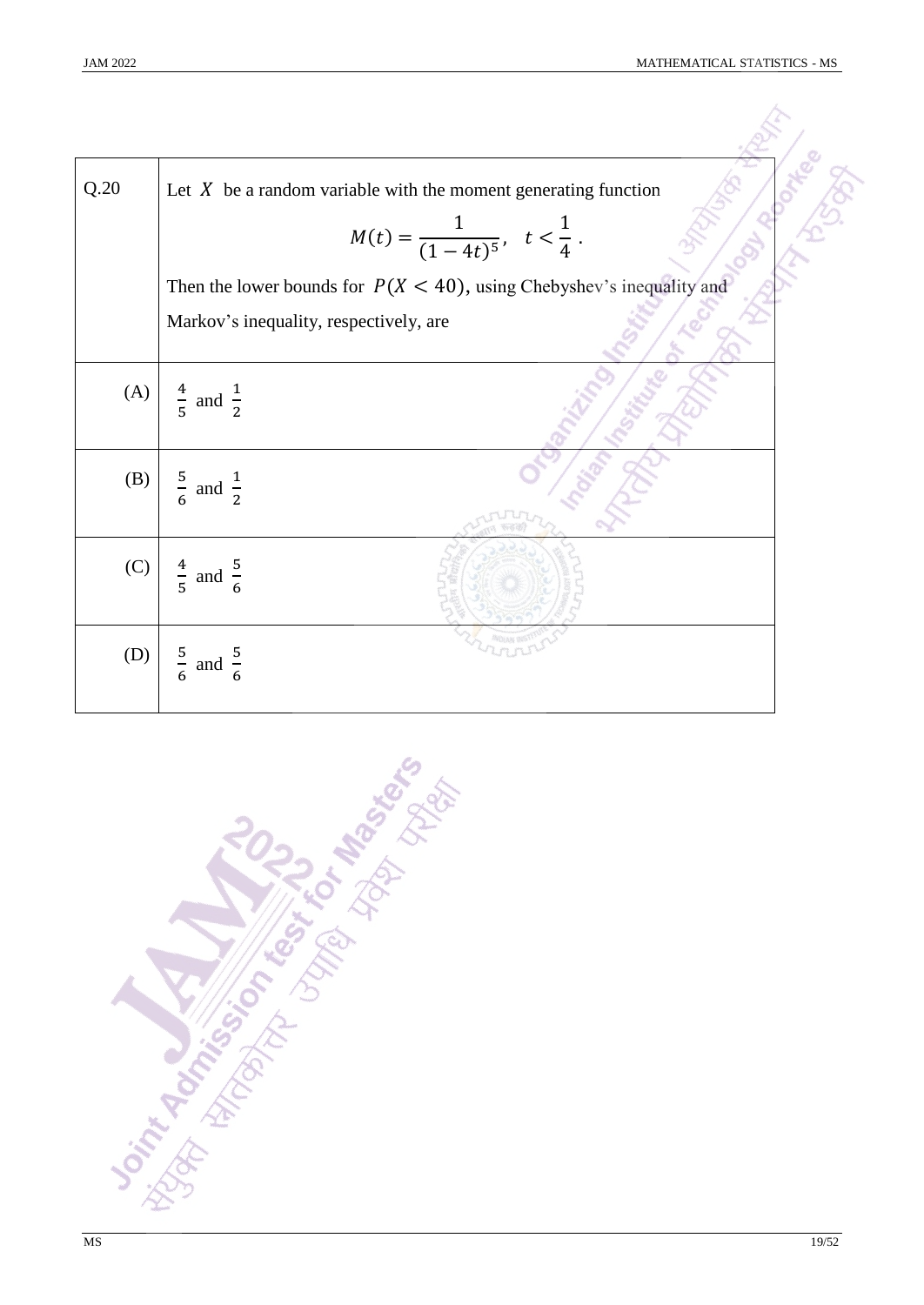| Q.20 | Let $X$ be a random variable with the moment generating function $$M(t) = \frac{1}{(1-4t)^5}, \quad t < \frac{1}{4}.$$ Then the lower bounds for $P(X < 40)$, using Chebyshev's inequality and Markov's inequality, respectively, are |
|---|---|
| (A) | $\frac{4}{5}$ and $\frac{1}{2}$ |
| (B) | $\frac{5}{6}$ and $\frac{1}{2}$ |
| (C) | $\frac{4}{5}$ and $\frac{5}{6}$ |
| (D) | $\frac{5}{6}$ and $\frac{5}{6}$ |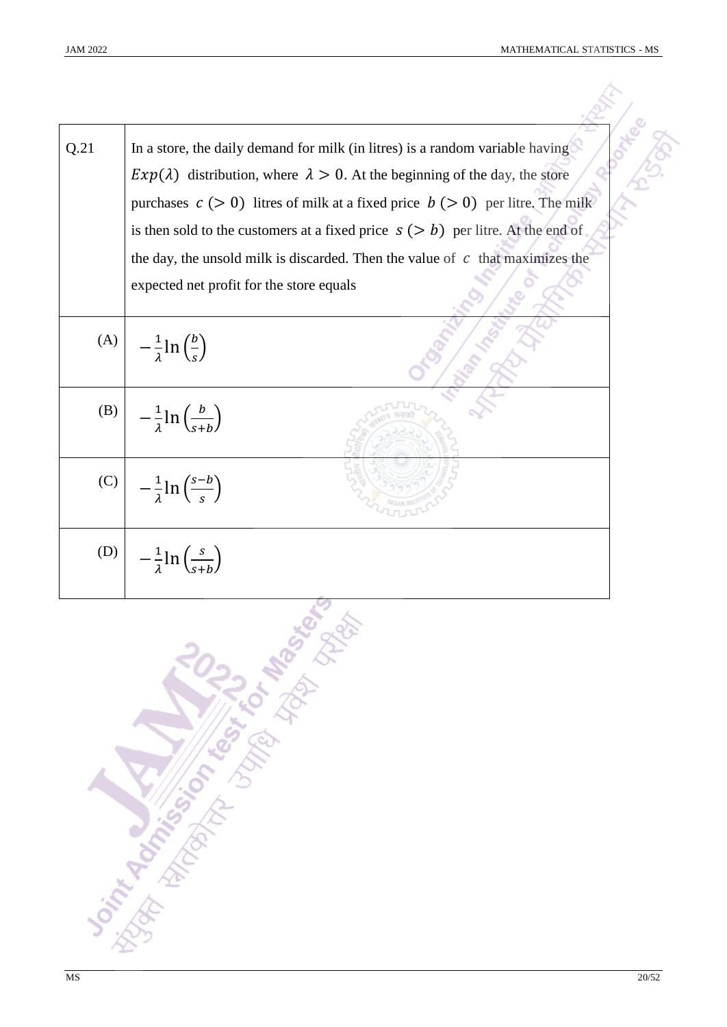| | |
|---|---|
| Q.21 | In a store, the daily demand for milk (in litres) is a random variable having $Exp(\lambda)$ distribution, where $\lambda > 0$. At the beginning of the day, the store purchases $c\ (> 0)$ litres of milk at a fixed price $b\ (> 0)$ per litre. The milk is then sold to the customers at a fixed price $s\ (> b)$ per litre. At the end of the day, the unsold milk is discarded. Then the value of $c$ that maximizes the expected net profit for the store equals |
| (A) | $-\frac{1}{\lambda}\ln\left(\frac{b}{s}\right)$ |
| (B) | $-\frac{1}{\lambda}\ln\left(\frac{b}{s+b}\right)$ |
| (C) | $-\frac{1}{\lambda}\ln\left(\frac{s-b}{s}\right)$ |
| (D) | $-\frac{1}{\lambda}\ln\left(\frac{s}{s+b}\right)$ |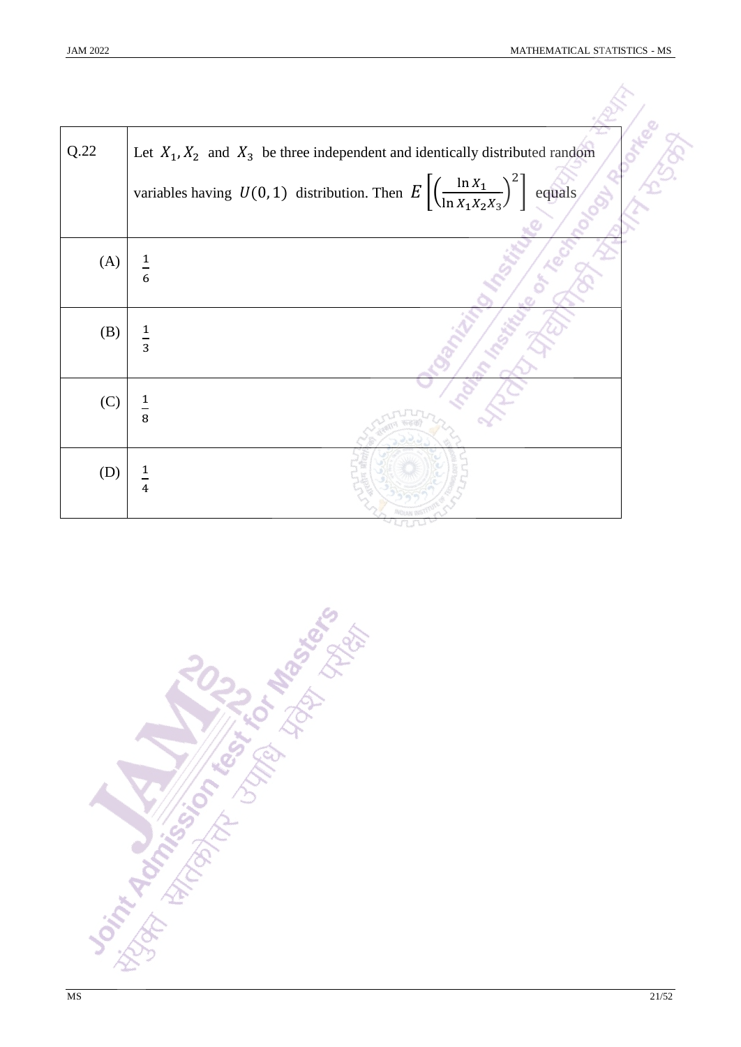| Q.22 | Let $X_1, X_2$ and $X_3$ be three independent and identically distributed random variables having $U(0,1)$ distribution. Then $E\left[\left(\frac{\ln X_1}{\ln X_1 X_2 X_3}\right)^2\right]$ equals |
|---|---|
| (A) | $\frac{1}{6}$ |
| (B) | $\frac{1}{3}$ |
| (C) | $\frac{1}{8}$ |
| (D) | $\frac{1}{4}$ |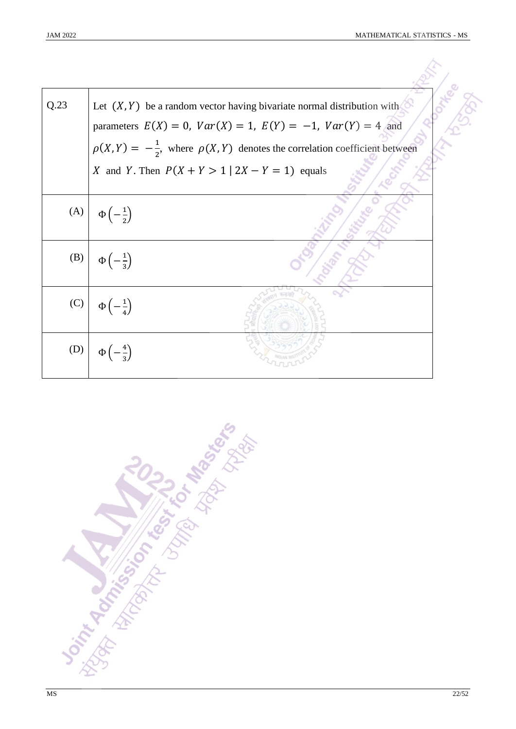| Q.23 | Let $(X, Y)$ be a random vector having bivariate normal distribution with parameters $E(X) = 0,\ Var(X) = 1,\ E(Y) = -1,\ Var(Y) = 4$ and $\rho(X, Y) = -\frac{1}{2}$, where $\rho(X, Y)$ denotes the correlation coefficient between $X$ and $Y$. Then $P(X + Y > 1 \mid 2X - Y = 1)$ equals |
|---|---|
| (A) | $\Phi\left(-\frac{1}{2}\right)$ |
| (B) | $\Phi\left(-\frac{1}{3}\right)$ |
| (C) | $\Phi\left(-\frac{1}{4}\right)$ |
| (D) | $\Phi\left(-\frac{4}{3}\right)$ |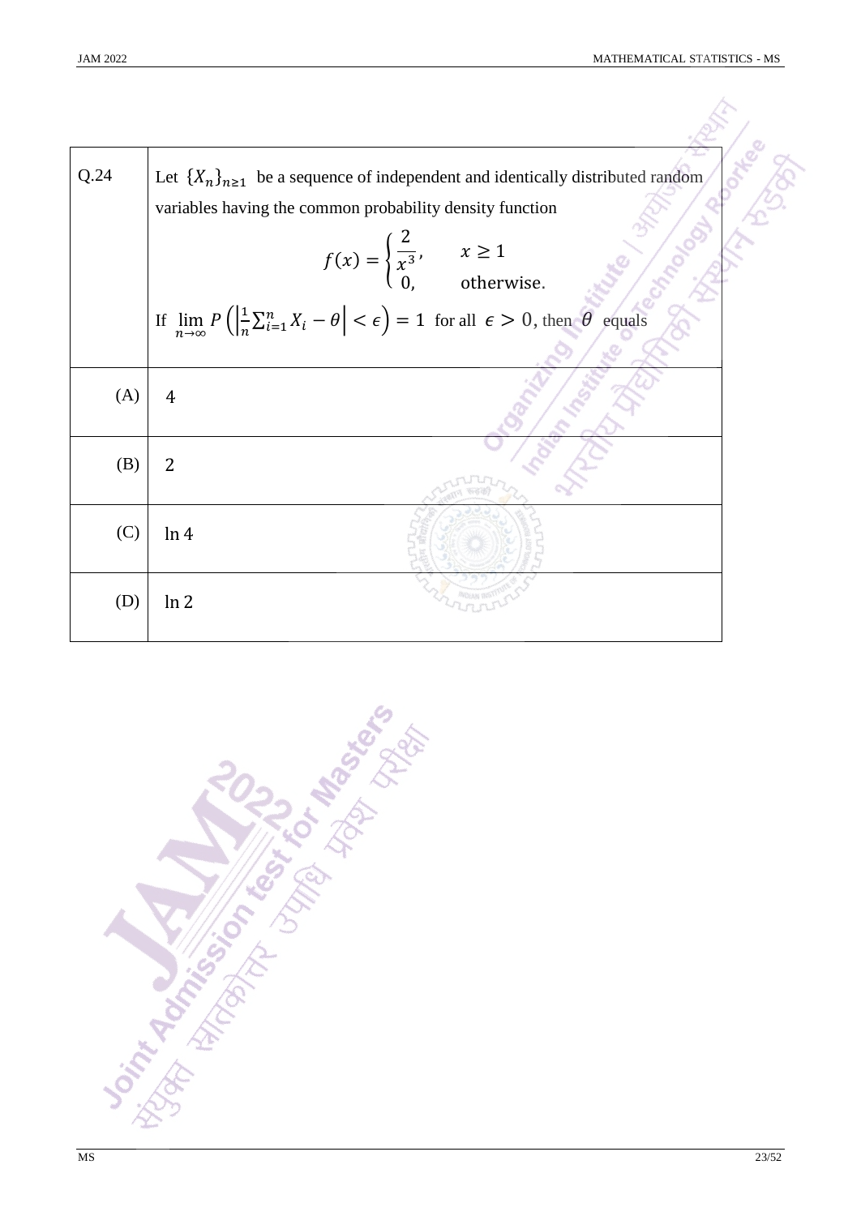| Q.24 | Let $\{X_n\}_{n\geq 1}$ be a sequence of independent and identically distributed random variables having the common probability density function $$f(x) = \begin{cases} \dfrac{2}{x^3}, & x \geq 1 \\ 0, & \text{otherwise.} \end{cases}$$ If $\lim_{n\to\infty} P\left(\left|\frac{1}{n}\sum_{i=1}^{n} X_i - \theta\right| < \epsilon\right) = 1$ for all $\epsilon > 0$, then $\theta$ equals |
|---|---|
| (A) | 4 |
| (B) | 2 |
| (C) | $\ln 4$ |
| (D) | $\ln 2$ |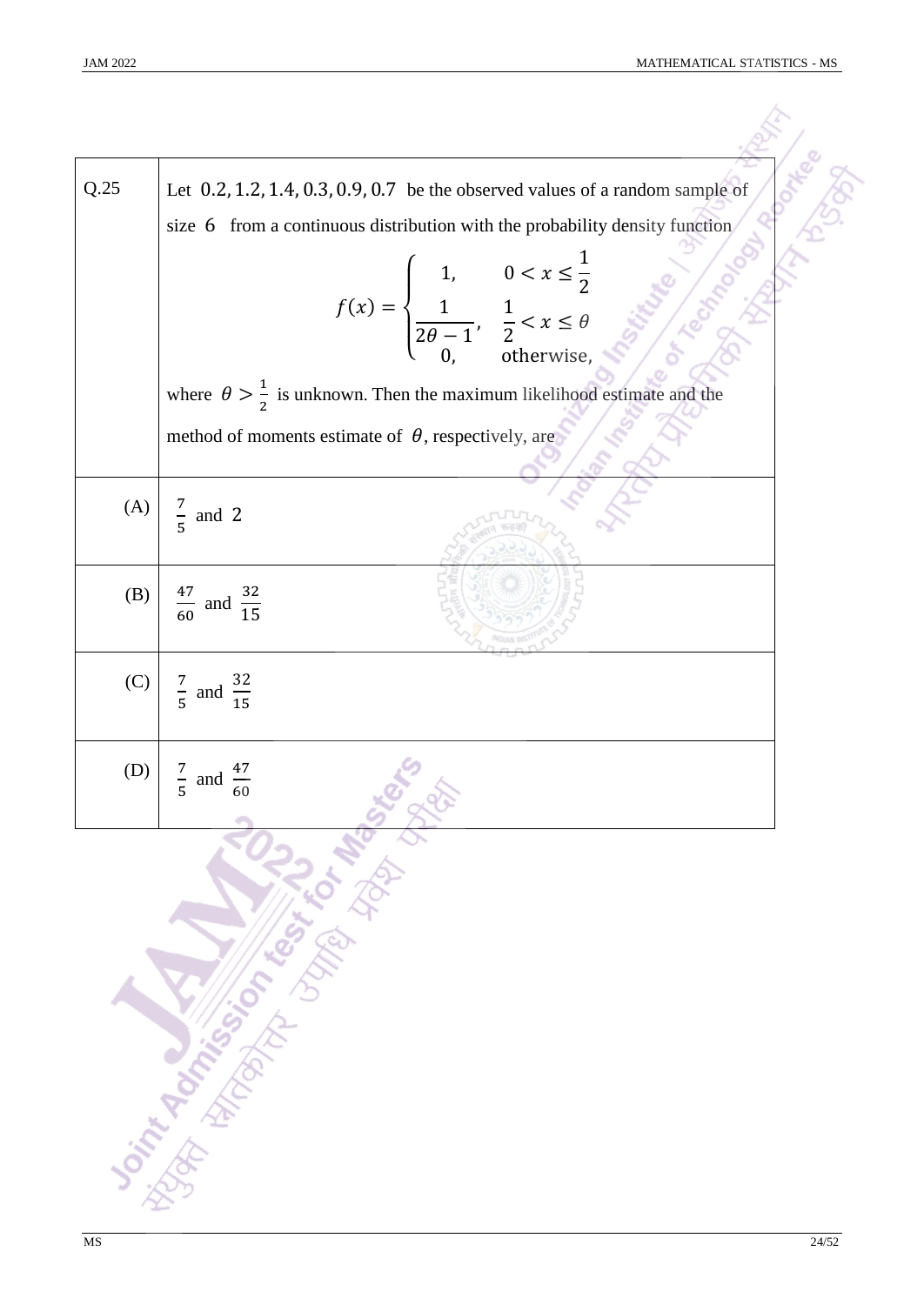**Q.25**

Let $0.2, 1.2, 1.4, 0.3, 0.9, 0.7$ be the observed values of a random sample of size $6$ from a continuous distribution with the probability density function

$$f(x) = \begin{cases} 1, & 0 < x \leq \frac{1}{2} \\ \frac{1}{2\theta - 1}, & \frac{1}{2} < x \leq \theta \\ 0, & \text{otherwise}, \end{cases}$$

where $\theta > \frac{1}{2}$ is unknown. Then the maximum likelihood estimate and the method of moments estimate of $\theta$, respectively, are

(A) $\frac{7}{5}$ and $2$

(B) $\frac{47}{60}$ and $\frac{32}{15}$

(C) $\frac{7}{5}$ and $\frac{32}{15}$

(D) $\frac{7}{5}$ and $\frac{47}{60}$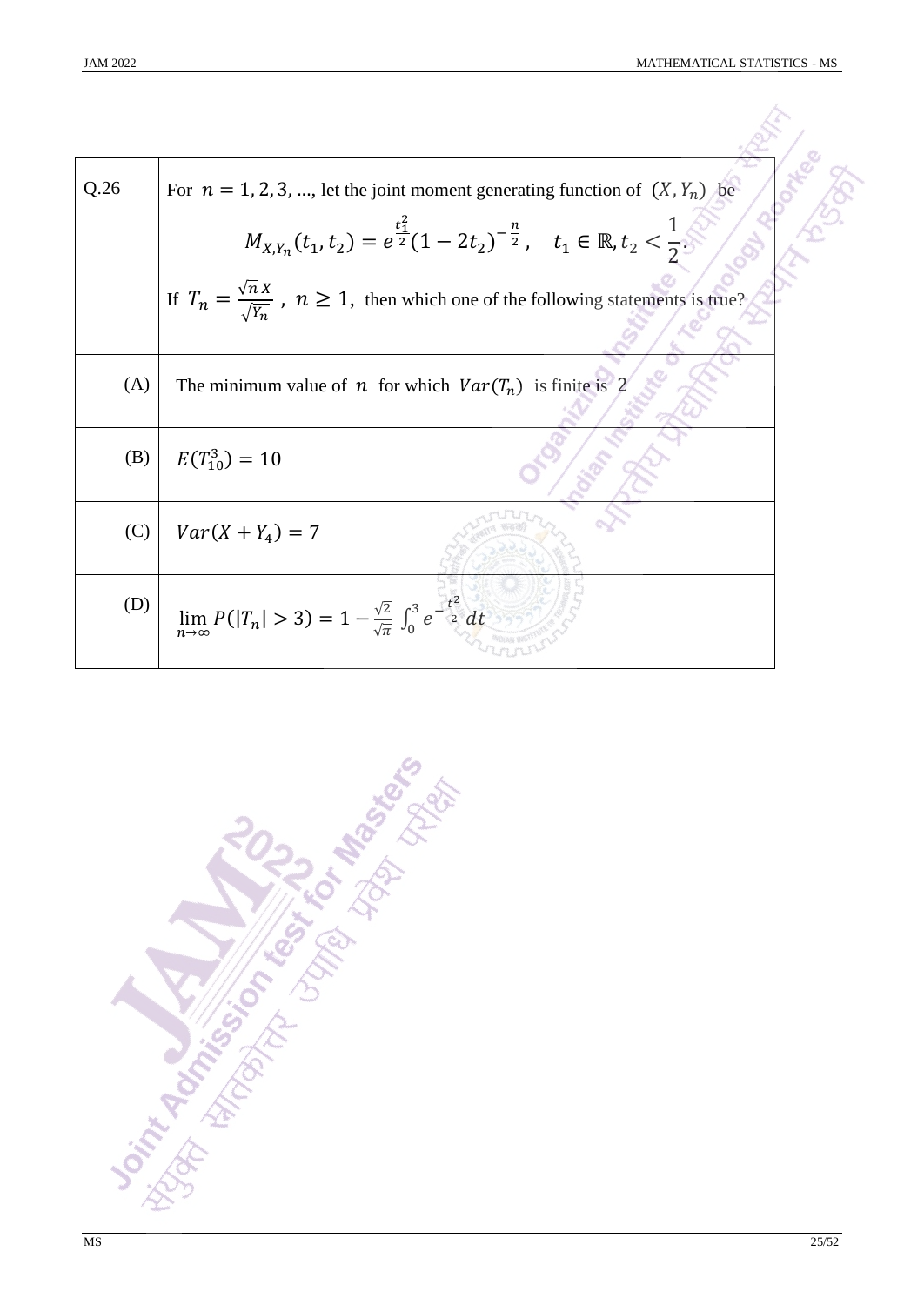| Q.26 | For $n = 1, 2, 3, \ldots$, let the joint moment generating function of $(X, Y_n)$ be $$M_{X,Y_n}(t_1, t_2) = e^{\frac{t_1^2}{2}}(1 - 2t_2)^{-\frac{n}{2}}, \quad t_1 \in \mathbb{R}, t_2 < \frac{1}{2}.$$ If $T_n = \frac{\sqrt{n}\, X}{\sqrt{Y_n}}$ , $n \geq 1$, then which one of the following statements is true? |
|---|---|
| (A) | The minimum value of $n$ for which $Var(T_n)$ is finite is 2 |
| (B) | $E(T_{10}^3) = 10$ |
| (C) | $Var(X + Y_4) = 7$ |
| (D) | $\lim_{n\to\infty} P(\lvert T_n \rvert > 3) = 1 - \frac{\sqrt{2}}{\sqrt{\pi}} \int_0^3 e^{-\frac{t^2}{2}}\, dt$ |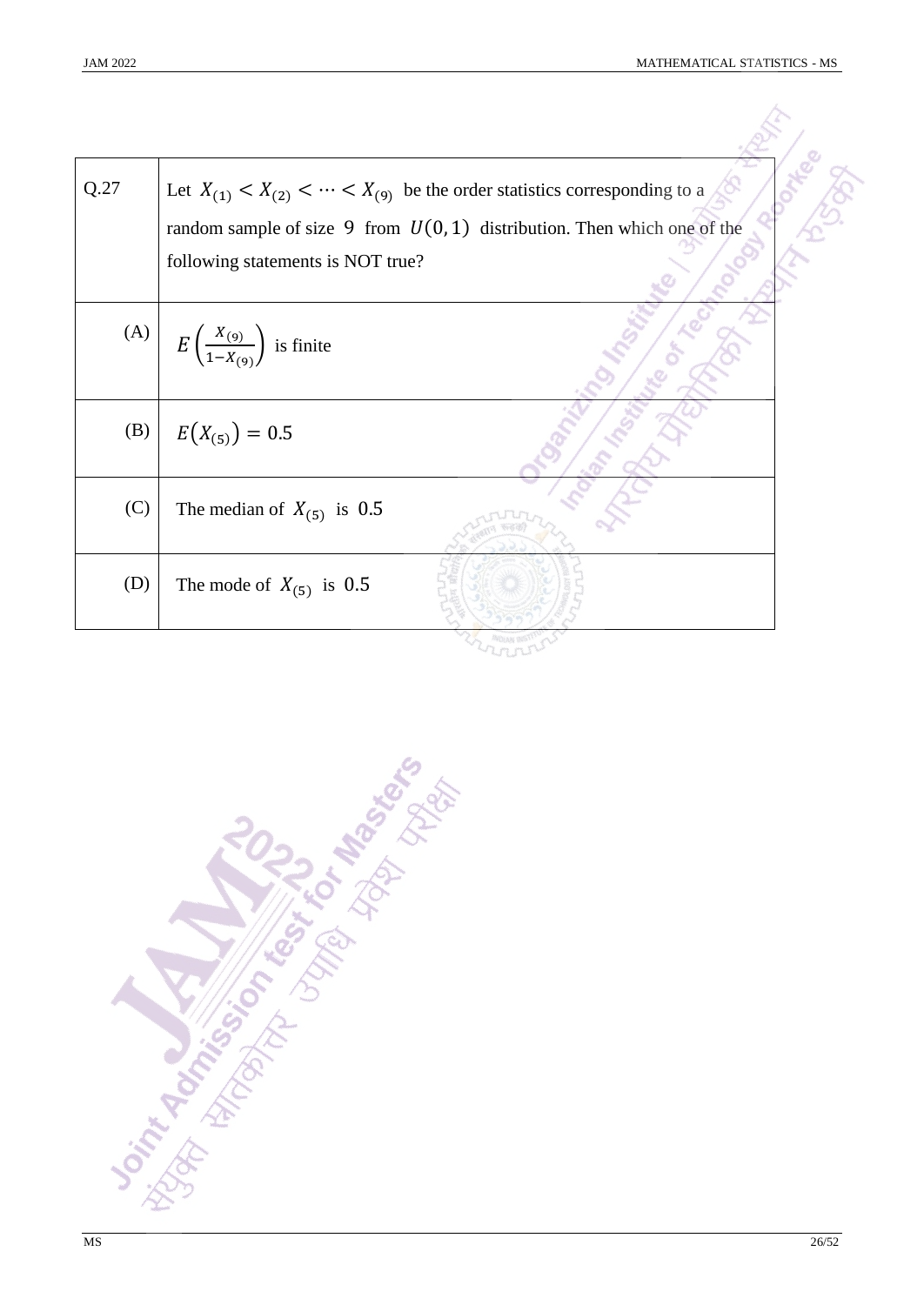| Q.27 | Let $X_{(1)} < X_{(2)} < \cdots < X_{(9)}$ be the order statistics corresponding to a random sample of size 9 from $U(0,1)$ distribution. Then which one of the following statements is NOT true? |
|---|---|
| (A) | $E\left(\frac{X_{(9)}}{1-X_{(9)}}\right)$ is finite |
| (B) | $E(X_{(5)}) = 0.5$ |
| (C) | The median of $X_{(5)}$ is 0.5 |
| (D) | The mode of $X_{(5)}$ is 0.5 |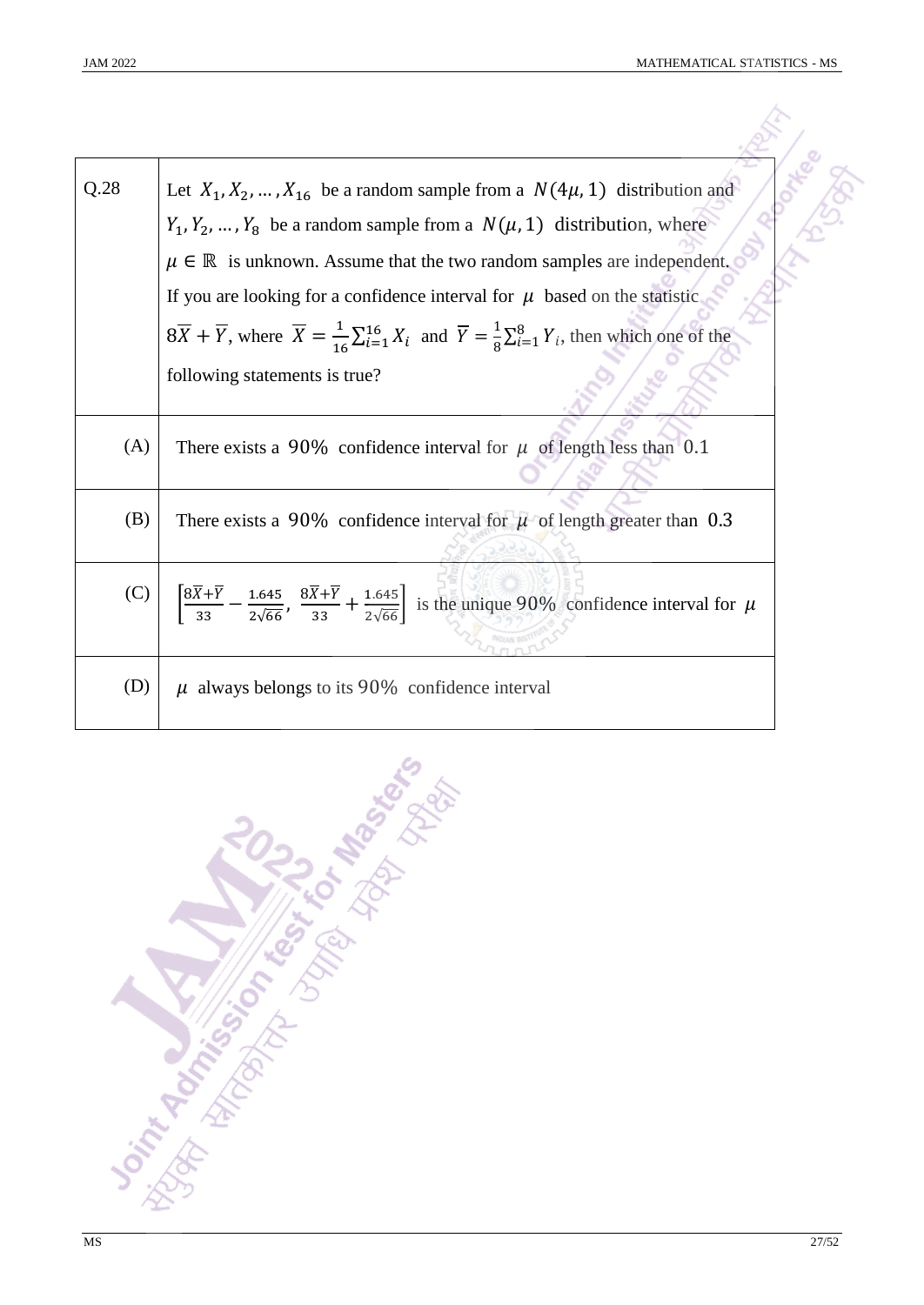| Q.28 | Let $X_1, X_2, \dots, X_{16}$ be a random sample from a $N(4\mu, 1)$ distribution and $Y_1, Y_2, \dots, Y_8$ be a random sample from a $N(\mu, 1)$ distribution, where $\mu \in \mathbb{R}$ is unknown. Assume that the two random samples are independent. If you are looking for a confidence interval for $\mu$ based on the statistic $8\overline{X} + \overline{Y}$, where $\overline{X} = \frac{1}{16}\sum_{i=1}^{16} X_i$ and $\overline{Y} = \frac{1}{8}\sum_{i=1}^{8} Y_i$, then which one of the following statements is true? |
|---|---|
| (A) | There exists a $90\%$ confidence interval for $\mu$ of length less than $0.1$ |
| (B) | There exists a $90\%$ confidence interval for $\mu$ of length greater than $0.3$ |
| (C) | $\left[\frac{8\overline{X}+\overline{Y}}{33} - \frac{1.645}{2\sqrt{66}}, \ \frac{8\overline{X}+\overline{Y}}{33} + \frac{1.645}{2\sqrt{66}}\right]$ is the unique $90\%$ confidence interval for $\mu$ |
| (D) | $\mu$ always belongs to its $90\%$ confidence interval |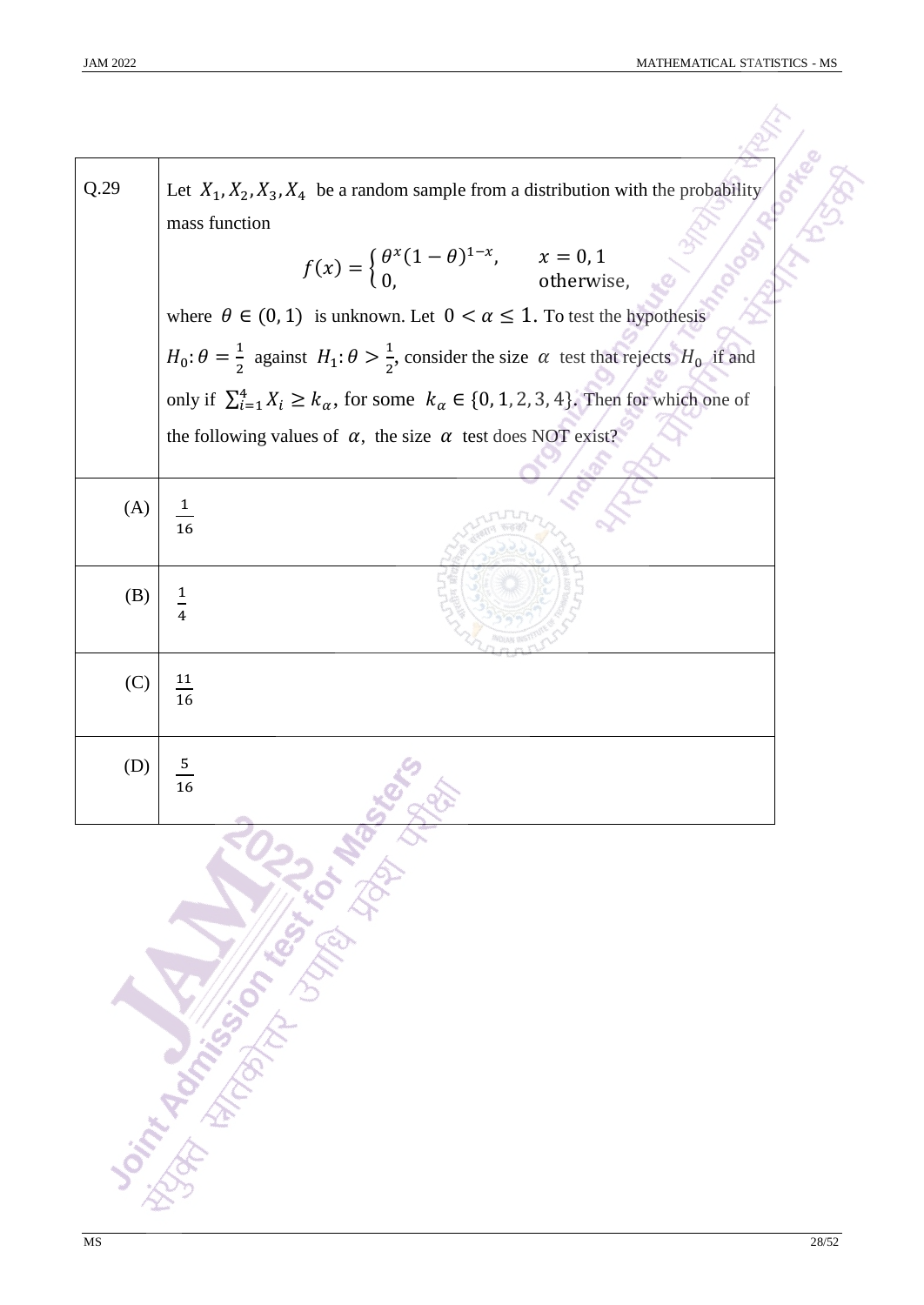| Q.29 | Let $X_1, X_2, X_3, X_4$ be a random sample from a distribution with the probability mass function $$f(x) = \begin{cases} \theta^x (1-\theta)^{1-x}, & x = 0, 1 \\ 0, & \text{otherwise,} \end{cases}$$ where $\theta \in (0, 1)$ is unknown. Let $0 < \alpha \leq 1$. To test the hypothesis $H_0: \theta = \frac{1}{2}$ against $H_1: \theta > \frac{1}{2}$, consider the size $\alpha$ test that rejects $H_0$ if and only if $\sum_{i=1}^{4} X_i \geq k_\alpha$, for some $k_\alpha \in \{0, 1, 2, 3, 4\}$. Then for which one of the following values of $\alpha$, the size $\alpha$ test does NOT exist? |
|---|---|
| (A) | $\frac{1}{16}$ |
| (B) | $\frac{1}{4}$ |
| (C) | $\frac{11}{16}$ |
| (D) | $\frac{5}{16}$ |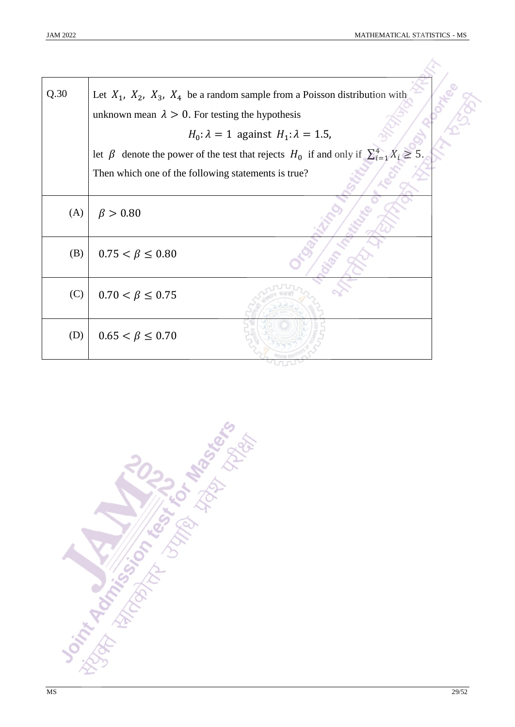| Q.30 | Let $X_1$, $X_2$, $X_3$, $X_4$ be a random sample from a Poisson distribution with unknown mean $\lambda > 0$. For testing the hypothesis $$H_0: \lambda = 1 \text{ against } H_1: \lambda = 1.5,$$ let $\beta$ denote the power of the test that rejects $H_0$ if and only if $\sum_{i=1}^{4} X_i \geq 5$. Then which one of the following statements is true? |
| --- | --- |
| (A) | $\beta > 0.80$ |
| (B) | $0.75 < \beta \leq 0.80$ |
| (C) | $0.70 < \beta \leq 0.75$ |
| (D) | $0.65 < \beta \leq 0.70$ |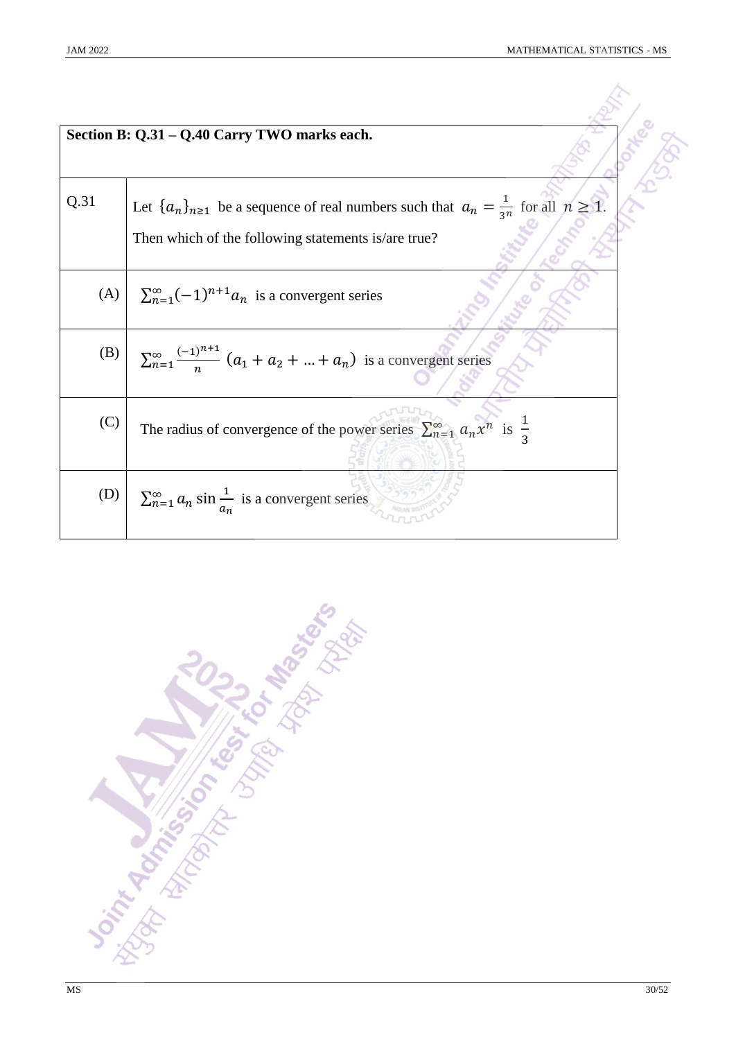| Section B: Q.31 – Q.40 Carry TWO marks each. | |
|---|---|
| Q.31 | Let $\{a_n\}_{n\geq 1}$ be a sequence of real numbers such that $a_n = \frac{1}{3^n}$ for all $n \geq 1$. Then which of the following statements is/are true? |
| (A) | $\sum_{n=1}^{\infty}(-1)^{n+1} a_n$ is a convergent series |
| (B) | $\sum_{n=1}^{\infty} \frac{(-1)^{n+1}}{n} (a_1 + a_2 + \ldots + a_n)$ is a convergent series |
| (C) | The radius of convergence of the power series $\sum_{n=1}^{\infty} a_n x^n$ is $\frac{1}{3}$ |
| (D) | $\sum_{n=1}^{\infty} a_n \sin \frac{1}{a_n}$ is a convergent series |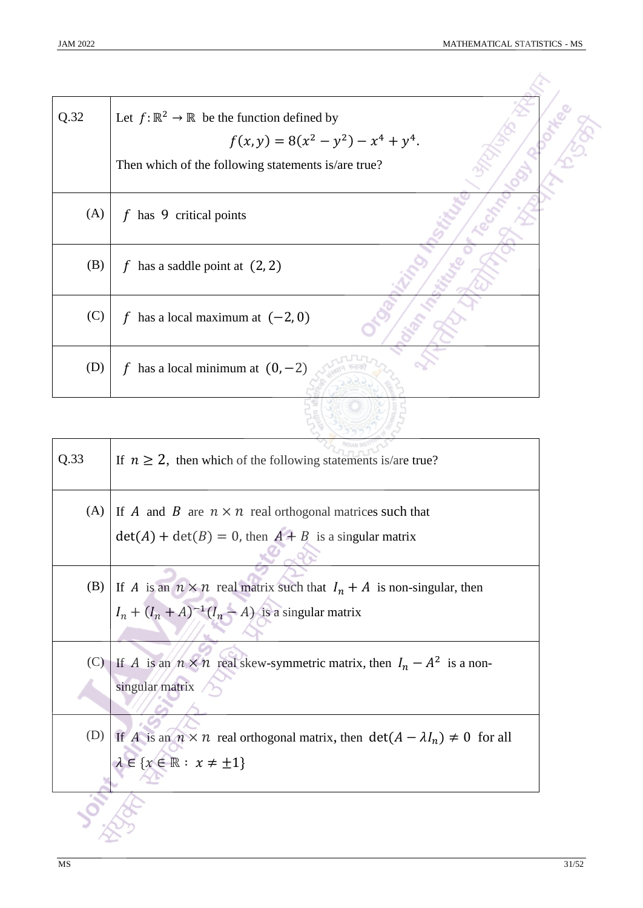| Q.32 | Let $f : \mathbb{R}^2 \to \mathbb{R}$ be the function defined by $$f(x, y) = 8(x^2 - y^2) - x^4 + y^4.$$ Then which of the following statements is/are true? |
|---|---|
| (A) | $f$ has $9$ critical points |
| (B) | $f$ has a saddle point at $(2, 2)$ |
| (C) | $f$ has a local maximum at $(-2, 0)$ |
| (D) | $f$ has a local minimum at $(0, -2)$ |

| Q.33 | If $n \geq 2$, then which of the following statements is/are true? |
|---|---|
| (A) | If $A$ and $B$ are $n \times n$ real orthogonal matrices such that $\det(A) + \det(B) = 0$, then $A + B$ is a singular matrix |
| (B) | If $A$ is an $n \times n$ real matrix such that $I_n + A$ is non-singular, then $I_n + (I_n + A)^{-1}(I_n - A)$ is a singular matrix |
| (C) | If $A$ is an $n \times n$ real skew-symmetric matrix, then $I_n - A^2$ is a non-singular matrix |
| (D) | If $A$ is an $n \times n$ real orthogonal matrix, then $\det(A - \lambda I_n) \neq 0$ for all $\lambda \in \{x \in \mathbb{R} : x \neq \pm 1\}$ |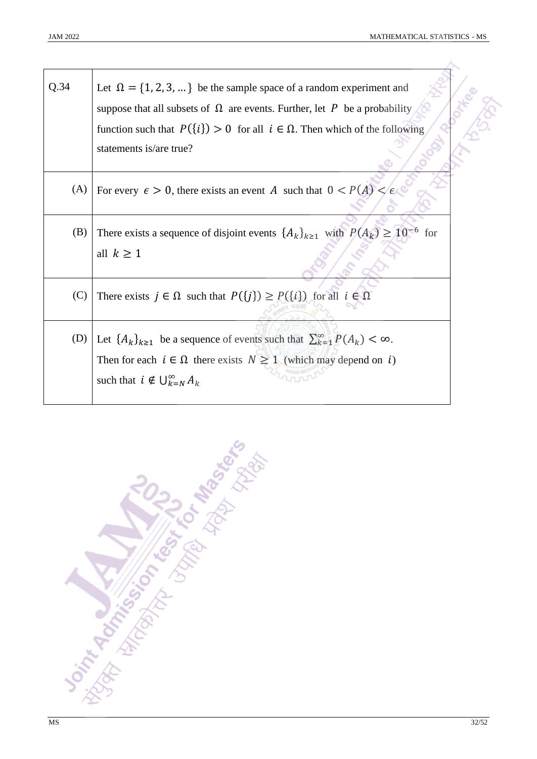| Q.34 | Let $\Omega = \{1, 2, 3, \ldots\}$ be the sample space of a random experiment and suppose that all subsets of $\Omega$ are events. Further, let $P$ be a probability function such that $P(\{i\}) > 0$ for all $i \in \Omega$. Then which of the following statements is/are true? |
|---|---|
| (A) | For every $\epsilon > 0$, there exists an event $A$ such that $0 < P(A) < \epsilon$ |
| (B) | There exists a sequence of disjoint events $\{A_k\}_{k \geq 1}$ with $P(A_k) \geq 10^{-6}$ for all $k \geq 1$ |
| (C) | There exists $j \in \Omega$ such that $P(\{j\}) \geq P(\{i\})$ for all $i \in \Omega$ |
| (D) | Let $\{A_k\}_{k \geq 1}$ be a sequence of events such that $\sum_{k=1}^{\infty} P(A_k) < \infty$. Then for each $i \in \Omega$ there exists $N \geq 1$ (which may depend on $i$) such that $i \notin \bigcup_{k=N}^{\infty} A_k$ |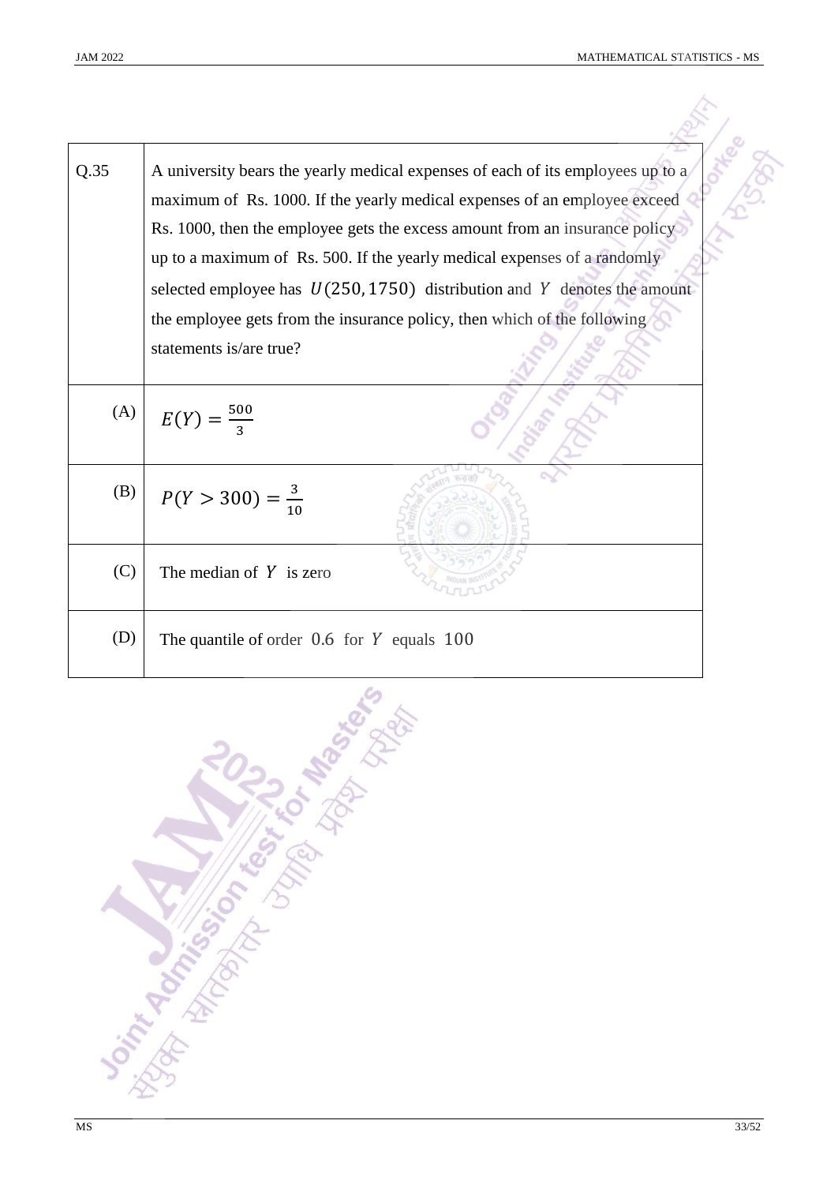| Q.35 | A university bears the yearly medical expenses of each of its employees up to a maximum of Rs. 1000. If the yearly medical expenses of an employee exceed Rs. 1000, then the employee gets the excess amount from an insurance policy up to a maximum of Rs. 500. If the yearly medical expenses of a randomly selected employee has $U(250, 1750)$ distribution and $Y$ denotes the amount the employee gets from the insurance policy, then which of the following statements is/are true? |
|---|---|
| (A) | $E(Y) = \frac{500}{3}$ |
| (B) | $P(Y > 300) = \frac{3}{10}$ |
| (C) | The median of $Y$ is zero |
| (D) | The quantile of order $0.6$ for $Y$ equals $100$ |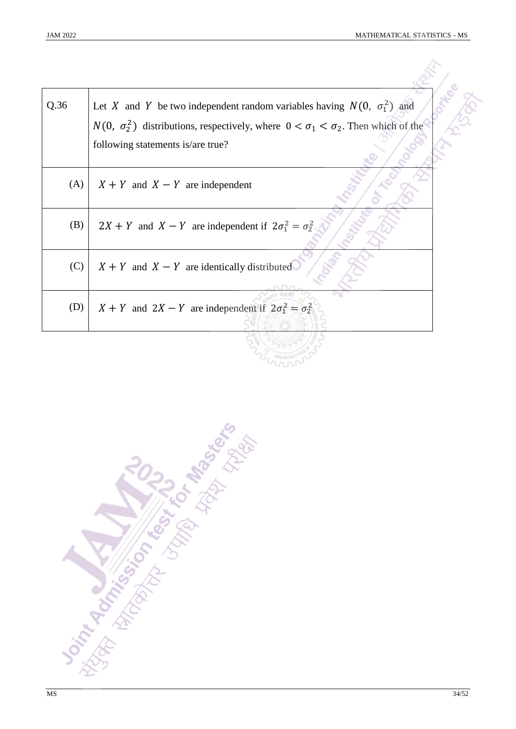| Q.36 | Let $X$ and $Y$ be two independent random variables having $N(0, \sigma_1^2)$ and $N(0, \sigma_2^2)$ distributions, respectively, where $0 < \sigma_1 < \sigma_2$. Then which of the following statements is/are true? |
|---|---|
| (A) | $X + Y$ and $X - Y$ are independent |
| (B) | $2X + Y$ and $X - Y$ are independent if $2\sigma_1^2 = \sigma_2^2$ |
| (C) | $X + Y$ and $X - Y$ are identically distributed |
| (D) | $X + Y$ and $2X - Y$ are independent if $2\sigma_1^2 = \sigma_2^2$ |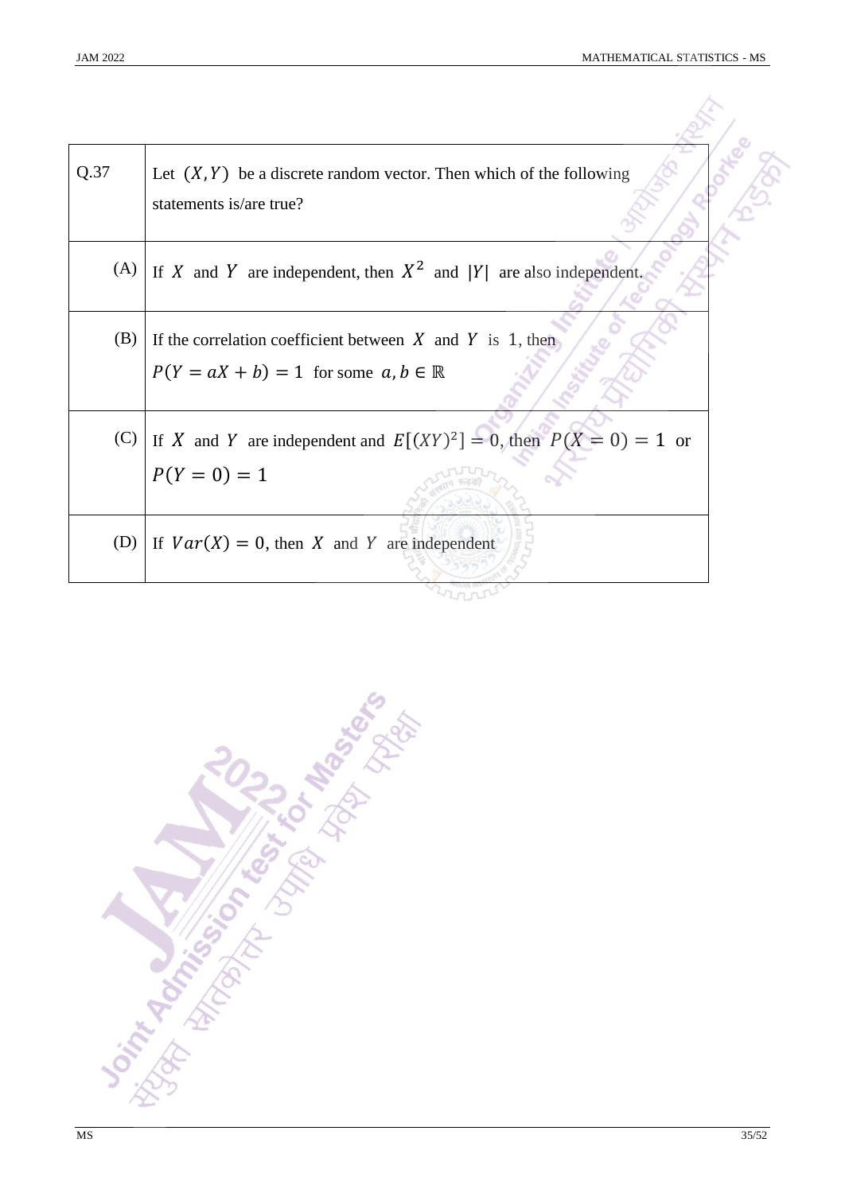| Q.37 | Let $(X, Y)$ be a discrete random vector. Then which of the following statements is/are true? |
|---|---|
| (A) | If $X$ and $Y$ are independent, then $X^2$ and $\|Y\|$ are also independent. |
| (B) | If the correlation coefficient between $X$ and $Y$ is $1$, then $P(Y = aX + b) = 1$ for some $a, b \in \mathbb{R}$ |
| (C) | If $X$ and $Y$ are independent and $E[(XY)^2] = 0$, then $P(X = 0) = 1$ or $P(Y = 0) = 1$ |
| (D) | If $Var(X) = 0$, then $X$ and $Y$ are independent |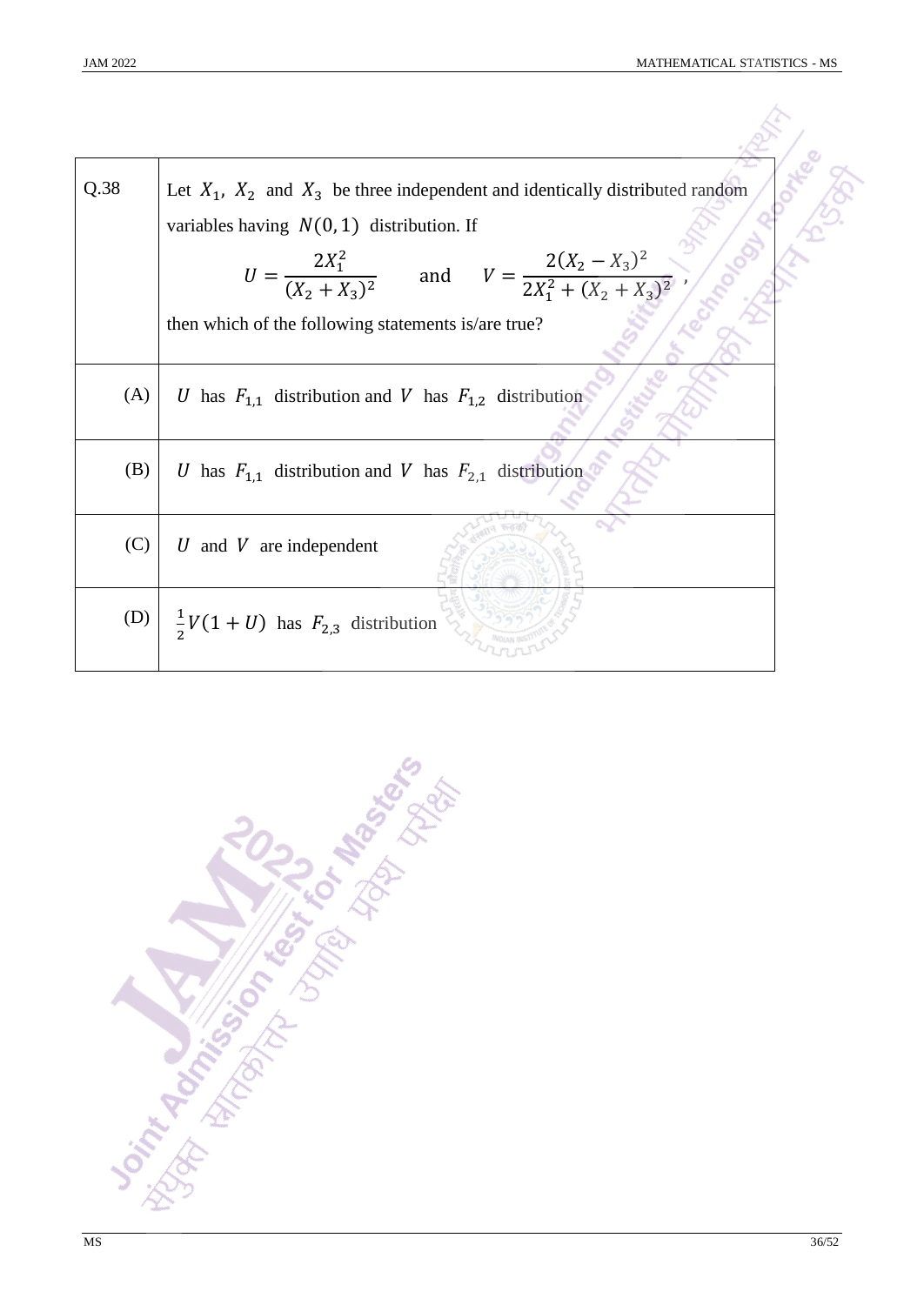| Q.38 | Let $X_1$, $X_2$ and $X_3$ be three independent and identically distributed random variables having $N(0,1)$ distribution. If $$U = \frac{2X_1^2}{(X_2+X_3)^2} \quad \text{and} \quad V = \frac{2(X_2-X_3)^2}{2X_1^2+(X_2+X_3)^2},$$ then which of the following statements is/are true? |
|---|---|
| (A) | $U$ has $F_{1,1}$ distribution and $V$ has $F_{1,2}$ distribution |
| (B) | $U$ has $F_{1,1}$ distribution and $V$ has $F_{2,1}$ distribution |
| (C) | $U$ and $V$ are independent |
| (D) | $\frac{1}{2}V(1+U)$ has $F_{2,3}$ distribution |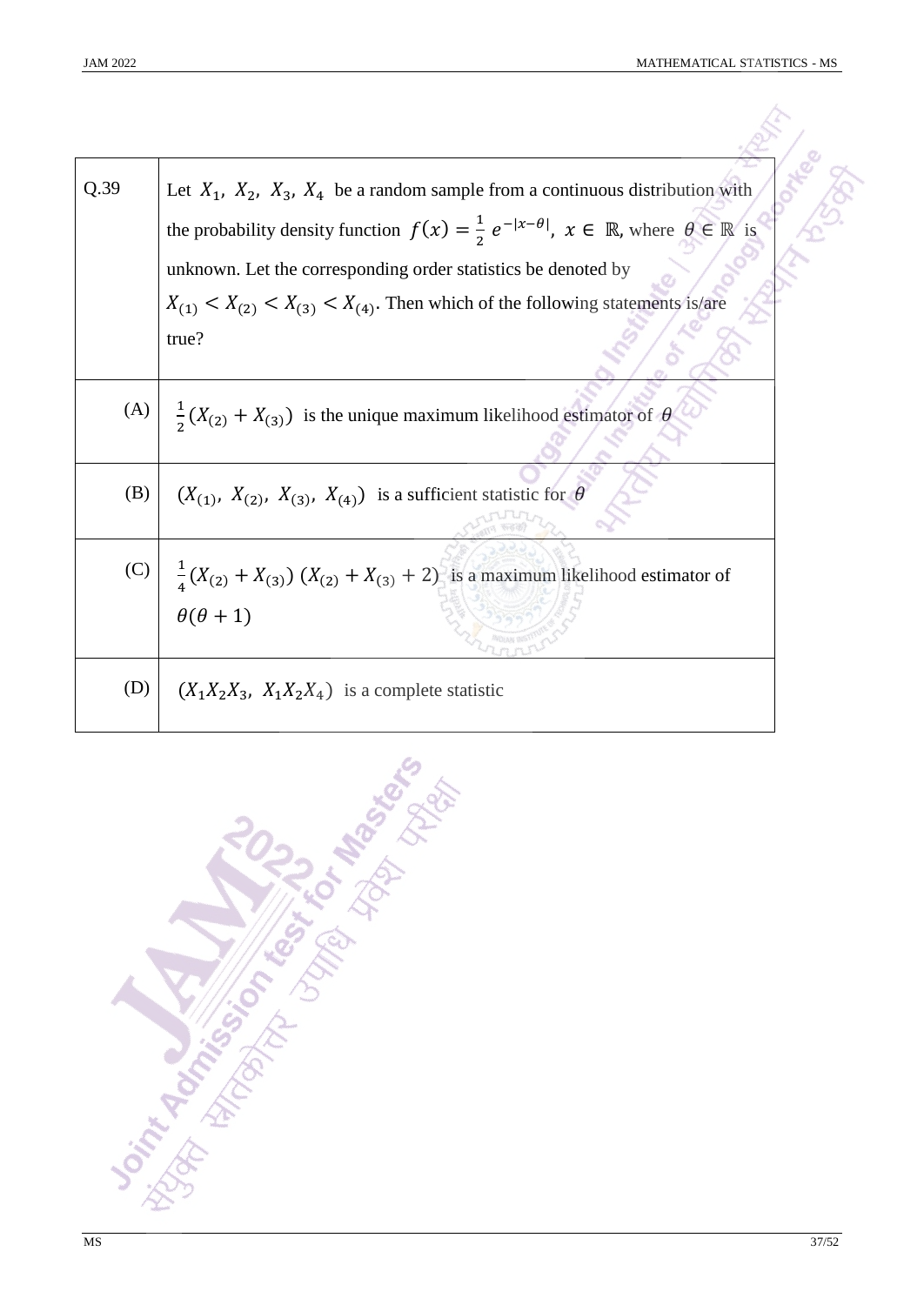| Q.39 | Let $X_1, X_2, X_3, X_4$ be a random sample from a continuous distribution with the probability density function $f(x) = \frac{1}{2} e^{-\|x-\theta\|}$, $x \in \mathbb{R}$, where $\theta \in \mathbb{R}$ is unknown. Let the corresponding order statistics be denoted by $X_{(1)} < X_{(2)} < X_{(3)} < X_{(4)}$. Then which of the following statements is/are true? |
|---|---|
| (A) | $\frac{1}{2}(X_{(2)} + X_{(3)})$ is the unique maximum likelihood estimator of $\theta$ |
| (B) | $(X_{(1)}, X_{(2)}, X_{(3)}, X_{(4)})$ is a sufficient statistic for $\theta$ |
| (C) | $\frac{1}{4}(X_{(2)} + X_{(3)})\,(X_{(2)} + X_{(3)} + 2)$ is a maximum likelihood estimator of $\theta(\theta + 1)$ |
| (D) | $(X_1X_2X_3,\ X_1X_2X_4)$ is a complete statistic |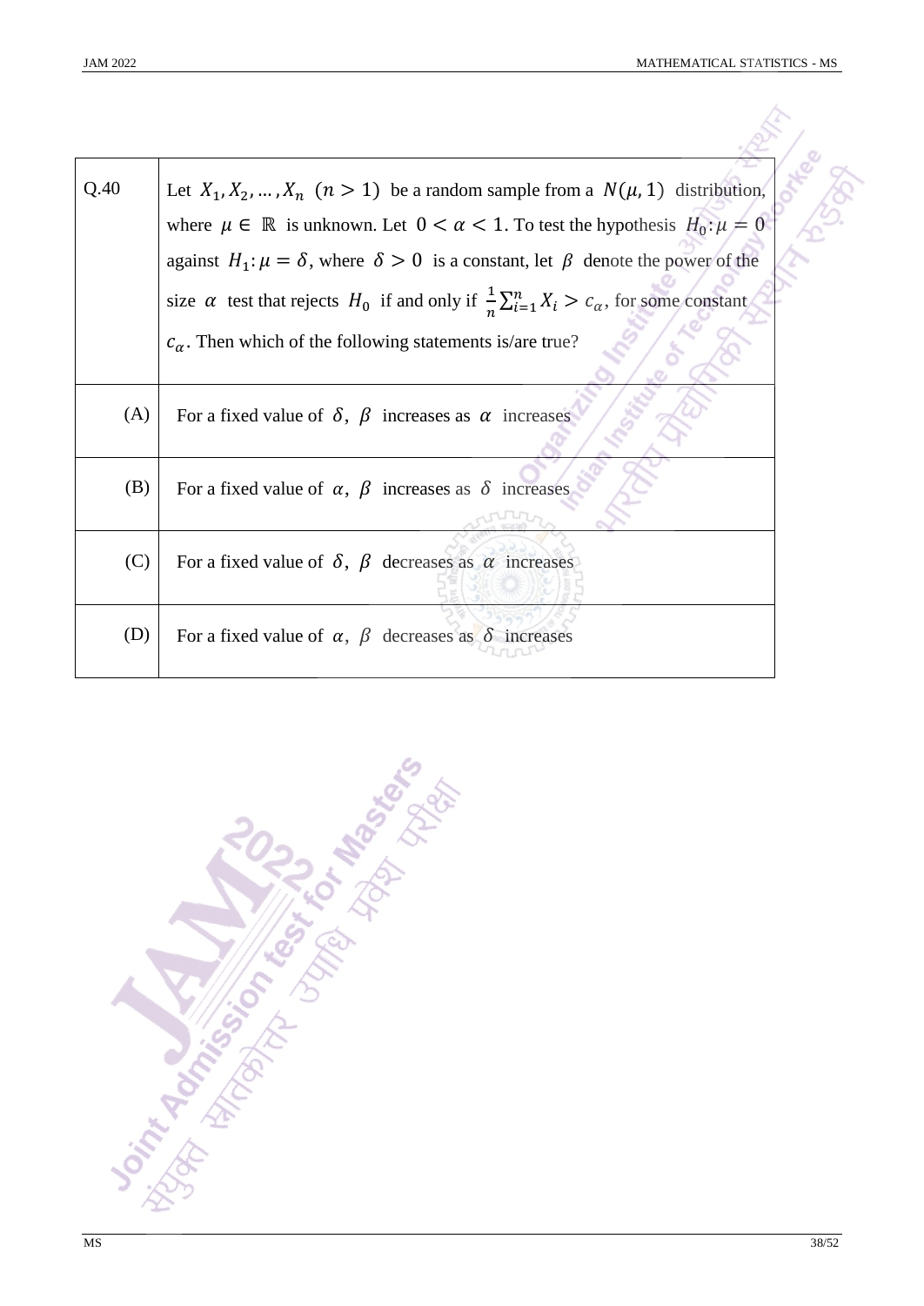| Q.40 | Let $X_1, X_2, \dots, X_n$ $(n > 1)$ be a random sample from a $N(\mu, 1)$ distribution, where $\mu \in \mathbb{R}$ is unknown. Let $0 < \alpha < 1$. To test the hypothesis $H_0: \mu = 0$ against $H_1: \mu = \delta$, where $\delta > 0$ is a constant, let $\beta$ denote the power of the size $\alpha$ test that rejects $H_0$ if and only if $\frac{1}{n}\sum_{i=1}^{n} X_i > c_\alpha$, for some constant $c_\alpha$. Then which of the following statements is/are true? |
|---|---|
| (A) | For a fixed value of $\delta$, $\beta$ increases as $\alpha$ increases |
| (B) | For a fixed value of $\alpha$, $\beta$ increases as $\delta$ increases |
| (C) | For a fixed value of $\delta$, $\beta$ decreases as $\alpha$ increases |
| (D) | For a fixed value of $\alpha$, $\beta$ decreases as $\delta$ increases |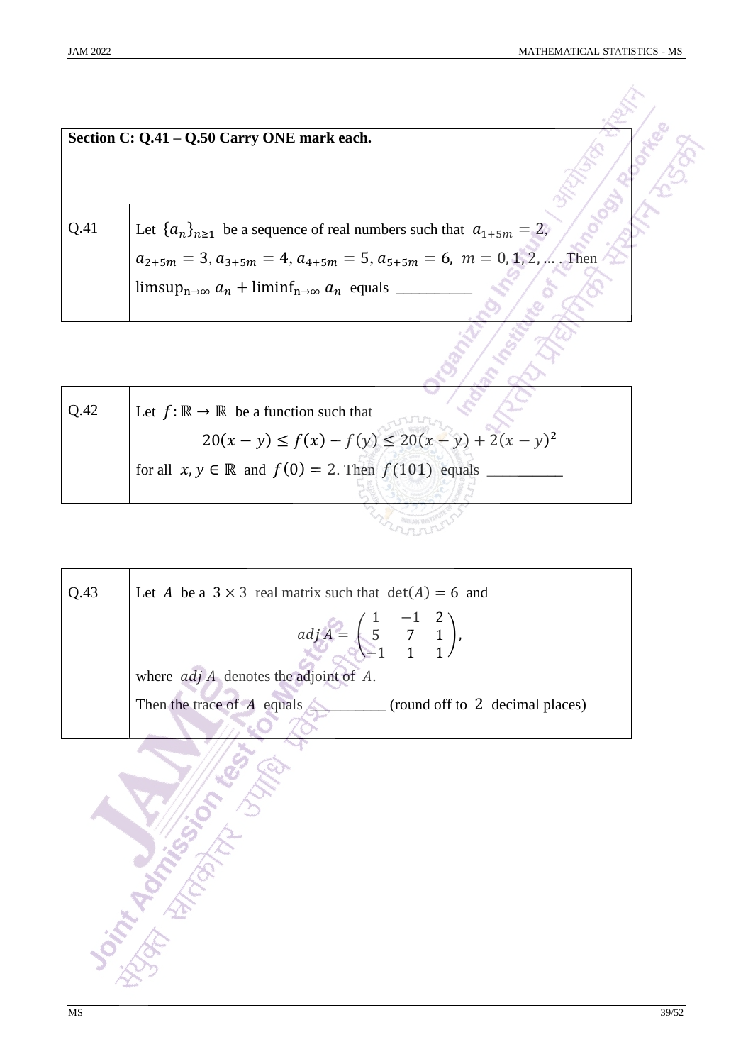**Section C: Q.41 – Q.50 Carry ONE mark each.**

| | |
|---|---|
| Q.41 | Let $\{a_n\}_{n\geq 1}$ be a sequence of real numbers such that $a_{1+5m} = 2$, $a_{2+5m} = 3, a_{3+5m} = 4, a_{4+5m} = 5, a_{5+5m} = 6,\ m = 0, 1, 2, \ldots$ . Then $\limsup_{n\to\infty} a_n + \liminf_{n\to\infty} a_n$ equals \_\_\_\_\_\_\_\_\_\_ |

| | |
|---|---|
| Q.42 | Let $f: \mathbb{R} \to \mathbb{R}$ be a function such that $$20(x-y) \leq f(x) - f(y) \leq 20(x-y) + 2(x-y)^2$$ for all $x, y \in \mathbb{R}$ and $f(0) = 2$. Then $f(101)$ equals \_\_\_\_\_\_\_\_\_\_ |

| | |
|---|---|
| Q.43 | Let $A$ be a $3 \times 3$ real matrix such that $\det(A) = 6$ and $$adj\,A = \begin{pmatrix} 1 & -1 & 2 \\ 5 & 7 & 1 \\ -1 & 1 & 1 \end{pmatrix},$$ where $adj\,A$ denotes the adjoint of $A$. Then the trace of $A$ equals \_\_\_\_\_\_\_\_\_\_ (round off to 2 decimal places) |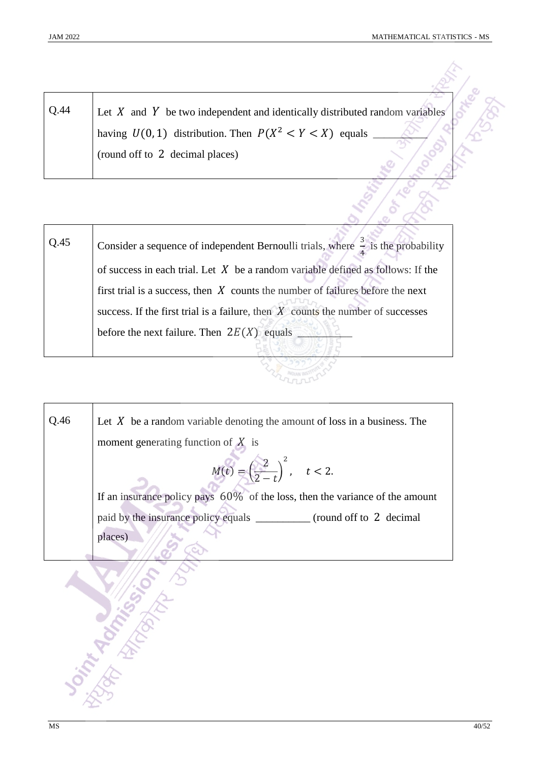| | |
|---|---|
| Q.44 | Let $X$ and $Y$ be two independent and identically distributed random variables having $U(0,1)$ distribution. Then $P(X^2 < Y < X)$ equals \_\_\_\_\_\_\_\_\_\_ (round off to 2 decimal places) |

| | |
|---|---|
| Q.45 | Consider a sequence of independent Bernoulli trials, where $\frac{3}{4}$ is the probability of success in each trial. Let $X$ be a random variable defined as follows: If the first trial is a success, then $X$ counts the number of failures before the next success. If the first trial is a failure, then $X$ counts the number of successes before the next failure. Then $2E(X)$ equals \_\_\_\_\_\_\_\_\_\_ |

| | |
|---|---|
| Q.46 | Let $X$ be a random variable denoting the amount of loss in a business. The moment generating function of $X$ is $$M(t) = \left(\frac{2}{2-t}\right)^2, \quad t < 2.$$ If an insurance policy pays $60\%$ of the loss, then the variance of the amount paid by the insurance policy equals \_\_\_\_\_\_\_\_\_\_ (round off to 2 decimal places) |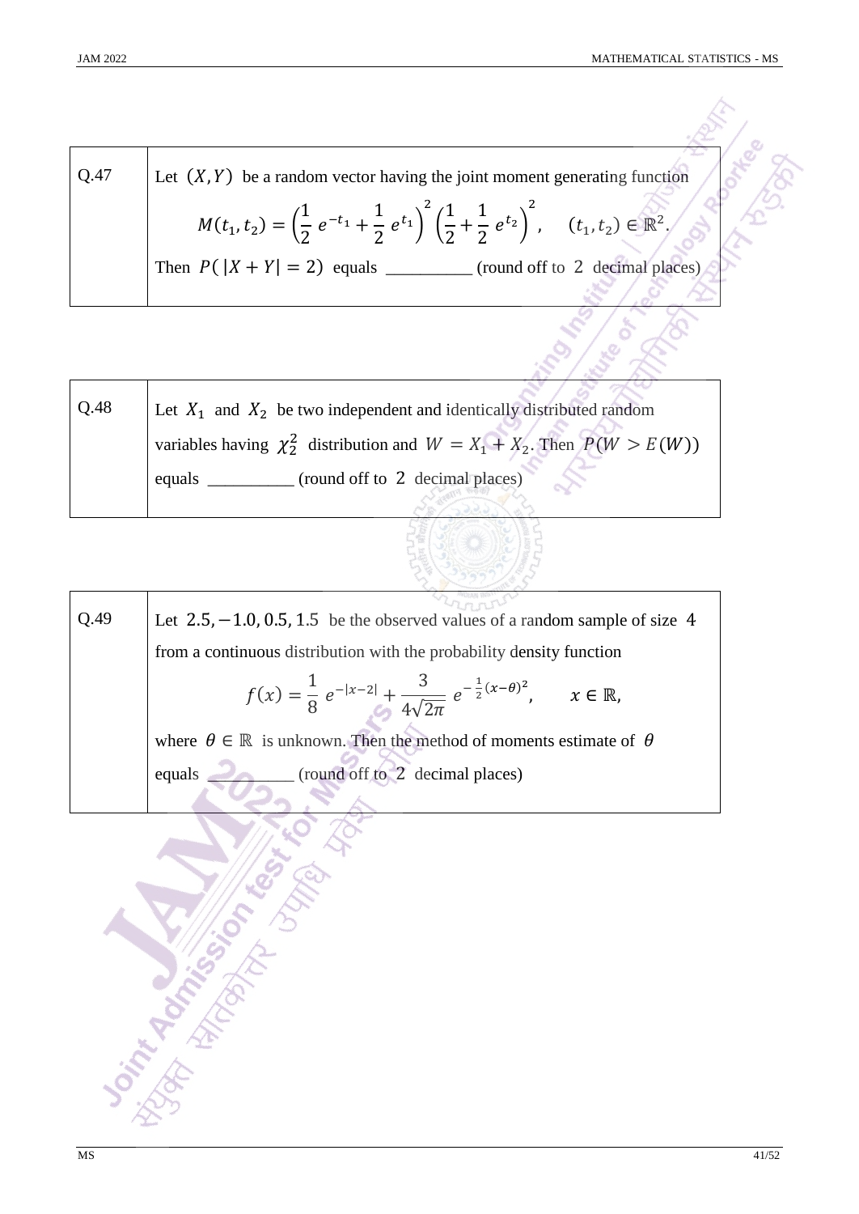| | |
|---|---|
| Q.47 | Let $(X, Y)$ be a random vector having the joint moment generating function $$M(t_1, t_2) = \left(\frac{1}{2}\, e^{-t_1} + \frac{1}{2}\, e^{t_1}\right)^2 \left(\frac{1}{2} + \frac{1}{2}\, e^{t_2}\right)^2, \quad (t_1, t_2) \in \mathbb{R}^2.$$ Then $P(\|X + Y\| = 2)$ equals __________ (round off to 2 decimal places) |

| | |
|---|---|
| Q.48 | Let $X_1$ and $X_2$ be two independent and identically distributed random variables having $\chi_2^2$ distribution and $W = X_1 + X_2$. Then $P(W > E(W))$ equals __________ (round off to 2 decimal places) |

| | |
|---|---|
| Q.49 | Let $2.5, -1.0, 0.5, 1.5$ be the observed values of a random sample of size 4 from a continuous distribution with the probability density function $$f(x) = \frac{1}{8}\, e^{-\|x-2\|} + \frac{3}{4\sqrt{2\pi}}\, e^{-\frac{1}{2}(x-\theta)^2}, \qquad x \in \mathbb{R},$$ where $\theta \in \mathbb{R}$ is unknown. Then the method of moments estimate of $\theta$ equals __________ (round off to 2 decimal places) |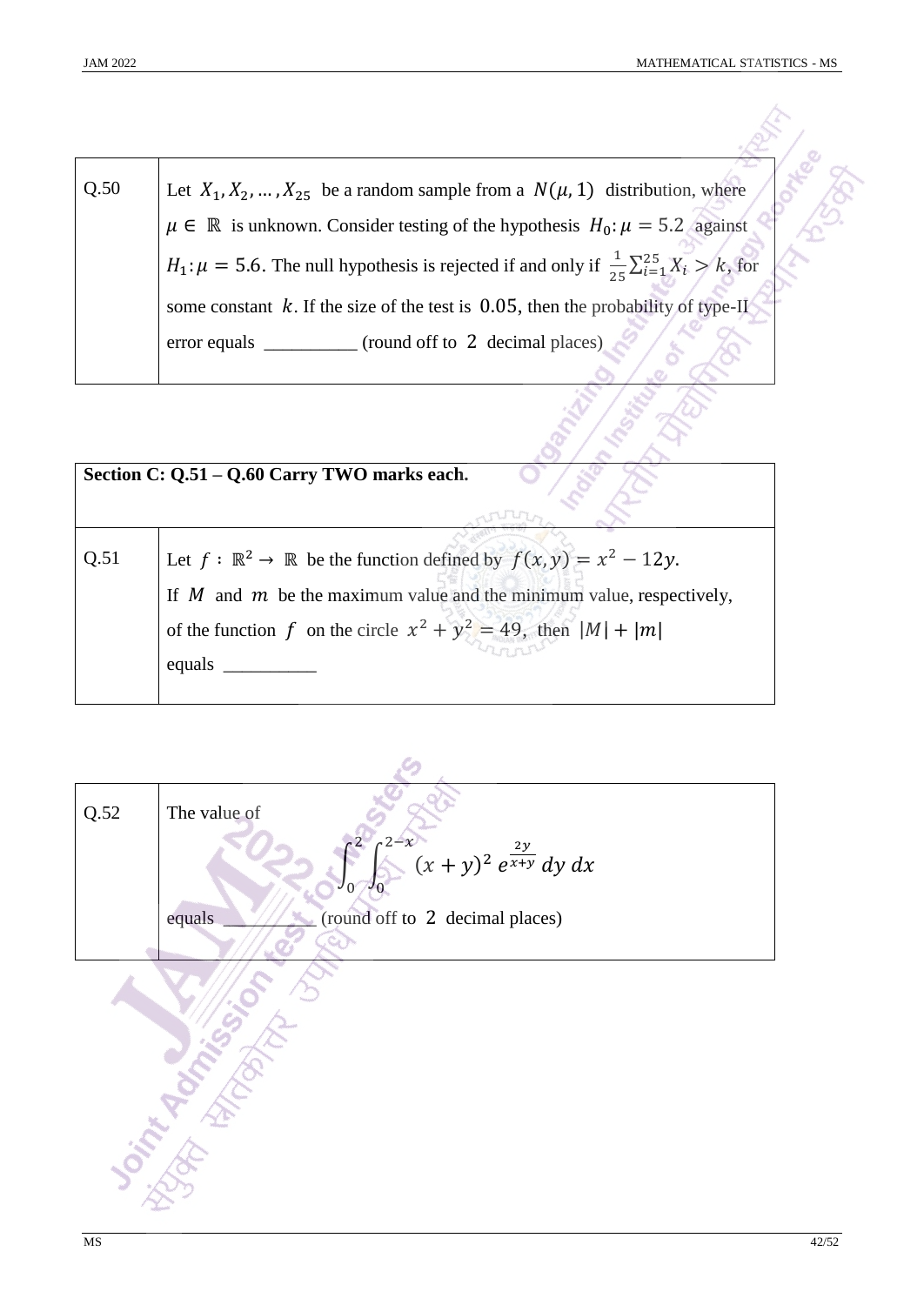| Q.50 | Let $X_1, X_2, \ldots, X_{25}$ be a random sample from a $N(\mu, 1)$ distribution, where $\mu \in \mathbb{R}$ is unknown. Consider testing of the hypothesis $H_0: \mu = 5.2$ against $H_1: \mu = 5.6$. The null hypothesis is rejected if and only if $\frac{1}{25}\sum_{i=1}^{25} X_i > k$, for some constant $k$. If the size of the test is $0.05$, then the probability of type-II error equals __________ (round off to $2$ decimal places) |
|---|---|

| Section C: Q.51 – Q.60 Carry TWO marks each. |
|---|

| Q.51 | Let $f : \mathbb{R}^2 \to \mathbb{R}$ be the function defined by $f(x, y) = x^2 - 12y$. If $M$ and $m$ be the maximum value and the minimum value, respectively, of the function $f$ on the circle $x^2 + y^2 = 49$, then $\lvert M \rvert + \lvert m \rvert$ equals __________ |
|---|---|

| Q.52 | The value of $$\int_0^2 \int_0^{2-x} (x+y)^2 \, e^{\frac{2y}{x+y}} \, dy \, dx$$ equals __________ (round off to $2$ decimal places) |
|---|---|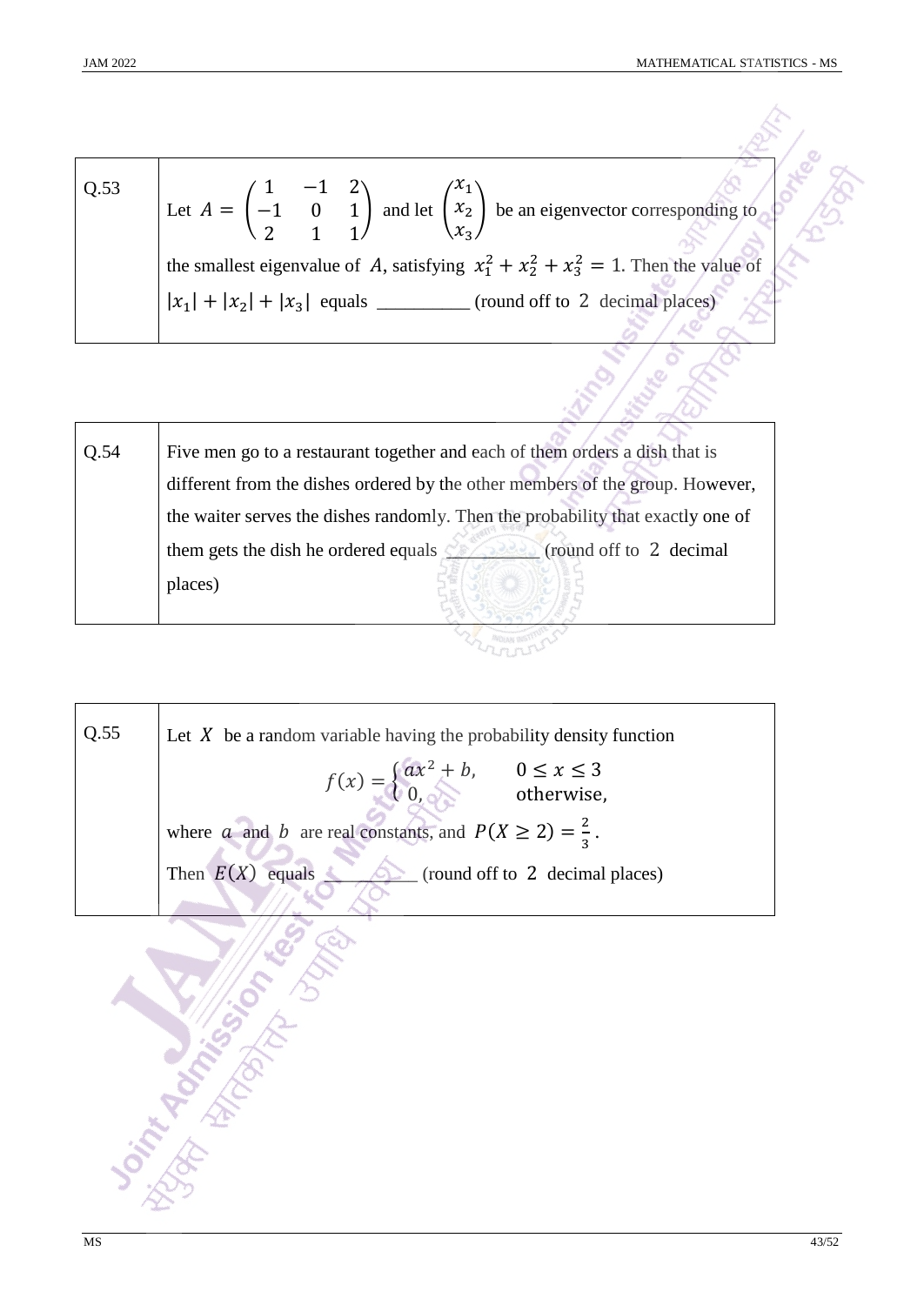| | |
|---|---|
| Q.53 | Let $A = \begin{pmatrix} 1 & -1 & 2 \\ -1 & 0 & 1 \\ 2 & 1 & 1 \end{pmatrix}$ and let $\begin{pmatrix} x_1 \\ x_2 \\ x_3 \end{pmatrix}$ be an eigenvector corresponding to the smallest eigenvalue of $A$, satisfying $x_1^2 + x_2^2 + x_3^2 = 1$. Then the value of $\lvert x_1 \rvert + \lvert x_2 \rvert + \lvert x_3 \rvert$ equals __________ (round off to 2 decimal places) |

| | |
|---|---|
| Q.54 | Five men go to a restaurant together and each of them orders a dish that is different from the dishes ordered by the other members of the group. However, the waiter serves the dishes randomly. Then the probability that exactly one of them gets the dish he ordered equals __________ (round off to 2 decimal places) |

| | |
|---|---|
| Q.55 | Let $X$ be a random variable having the probability density function $f(x) = \begin{cases} ax^2 + b, & 0 \leq x \leq 3 \\ 0, & \text{otherwise}, \end{cases}$ where $a$ and $b$ are real constants, and $P(X \geq 2) = \frac{2}{3}$. Then $E(X)$ equals __________ (round off to 2 decimal places) |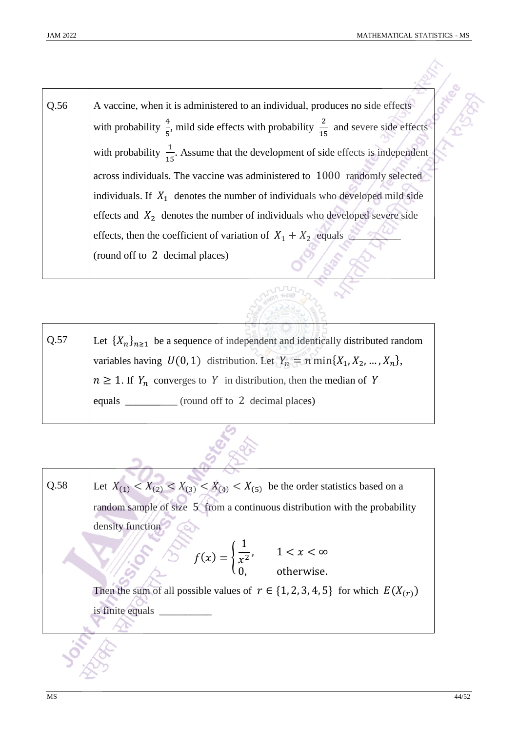| | |
|---|---|
| Q.56 | A vaccine, when it is administered to an individual, produces no side effects with probability $\frac{4}{5}$, mild side effects with probability $\frac{2}{15}$ and severe side effects with probability $\frac{1}{15}$. Assume that the development of side effects is independent across individuals. The vaccine was administered to $1000$ randomly selected individuals. If $X_1$ denotes the number of individuals who developed mild side effects and $X_2$ denotes the number of individuals who developed severe side effects, then the coefficient of variation of $X_1 + X_2$ equals __________ (round off to $2$ decimal places) |

| | |
|---|---|
| Q.57 | Let $\{X_n\}_{n\geq 1}$ be a sequence of independent and identically distributed random variables having $U(0,1)$ distribution. Let $Y_n = n \min\{X_1, X_2, \dots, X_n\}$, $n \geq 1$. If $Y_n$ converges to $Y$ in distribution, then the median of $Y$ equals __________ (round off to $2$ decimal places) |

| | |
|---|---|
| Q.58 | Let $X_{(1)} < X_{(2)} < X_{(3)} < X_{(4)} < X_{(5)}$ be the order statistics based on a random sample of size $5$ from a continuous distribution with the probability density function $$f(x) = \begin{cases} \frac{1}{x^2}, & 1 < x < \infty \\ 0, & \text{otherwise.} \end{cases}$$ Then the sum of all possible values of $r \in \{1, 2, 3, 4, 5\}$ for which $E(X_{(r)})$ is finite equals __________ |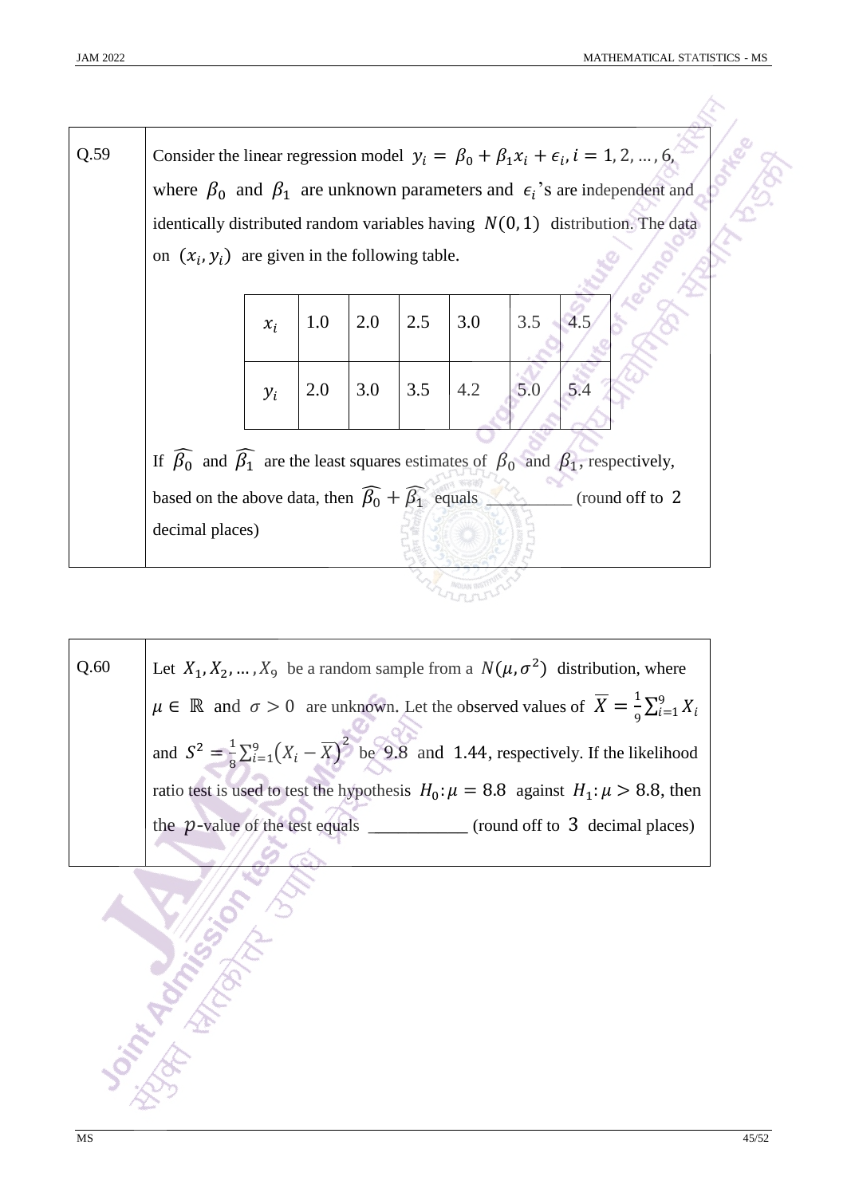**Q.59** Consider the linear regression model $y_i = \beta_0 + \beta_1 x_i + \epsilon_i, i = 1, 2, \ldots, 6,$ where $\beta_0$ and $\beta_1$ are unknown parameters and $\epsilon_i$'s are independent and identically distributed random variables having $N(0, 1)$ distribution. The data on $(x_i, y_i)$ are given in the following table.

| | | | | | | |
|---|---|---|---|---|---|---|
| $x_i$ | 1.0 | 2.0 | 2.5 | 3.0 | 3.5 | 4.5 |
| $y_i$ | 2.0 | 3.0 | 3.5 | 4.2 | 5.0 | 5.4 |

If $\widehat{\beta_0}$ and $\widehat{\beta_1}$ are the least squares estimates of $\beta_0$ and $\beta_1$, respectively, based on the above data, then $\widehat{\beta_0} + \widehat{\beta_1}$ equals \_\_\_\_\_\_\_\_\_\_ (round off to 2 decimal places)

**Q.60** Let $X_1, X_2, \ldots, X_9$ be a random sample from a $N(\mu, \sigma^2)$ distribution, where $\mu \in \mathbb{R}$ and $\sigma > 0$ are unknown. Let the observed values of $\overline{X} = \frac{1}{9}\sum_{i=1}^{9} X_i$ and $S^2 = \frac{1}{8}\sum_{i=1}^{9}\left(X_i - \overline{X}\right)^2$ be 9.8 and 1.44, respectively. If the likelihood ratio test is used to test the hypothesis $H_0: \mu = 8.8$ against $H_1: \mu > 8.8$, then the $p$-value of the test equals \_\_\_\_\_\_\_\_\_\_\_ (round off to 3 decimal places)